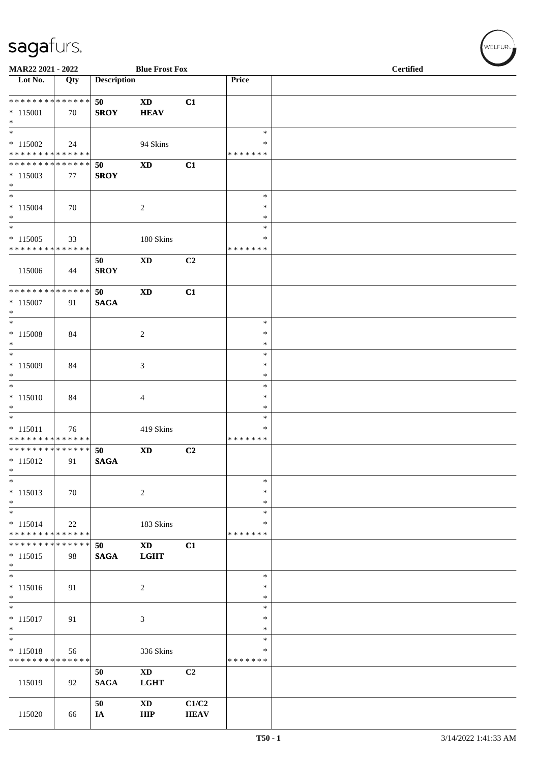MAR22 2021 - 2022 | Blue Frost Fox | Certified

| Lot No. | Qty | Description | | | Price | |
|---|---|---|---|---|---|---|
| * * * * * * * * * * * * * * | | 50 | XD | C1 | | |
| * 115001 | 70 | SROY | HEAV | | | |
| * | | | | | | |
| * | | | | | * | |
| * 115002 | 24 | | 94 Skins | | * | |
| * * * * * * * * * * * * * * | | | | | * * * * * * * | |
| * * * * * * * * * * * * * * | | 50 | XD | C1 | | |
| * 115003 | 77 | SROY | | | | |
| * | | | | | | |
| * | | | | | * | |
| * 115004 | 70 | | 2 | | * | |
| * | | | | | * | |
| * | | | | | * | |
| * 115005 | 33 | | 180 Skins | | * | |
| * * * * * * * * * * * * * * | | | | | * * * * * * * | |
| | | 50 | XD | C2 | | |
| 115006 | 44 | SROY | | | | |
| * * * * * * * * * * * * * * | | 50 | XD | C1 | | |
| * 115007 | 91 | SAGA | | | | |
| * | | | | | | |
| * | | | | | * | |
| * 115008 | 84 | | 2 | | * | |
| * | | | | | * | |
| * | | | | | * | |
| * 115009 | 84 | | 3 | | * | |
| * | | | | | * | |
| * | | | | | * | |
| * 115010 | 84 | | 4 | | * | |
| * | | | | | * | |
| * | | | | | * | |
| * 115011 | 76 | | 419 Skins | | * | |
| * * * * * * * * * * * * * * | | | | | * * * * * * * | |
| * * * * * * * * * * * * * * | | 50 | XD | C2 | | |
| * 115012 | 91 | SAGA | | | | |
| * | | | | | | |
| * | | | | | * | |
| * 115013 | 70 | | 2 | | * | |
| * | | | | | * | |
| * | | | | | * | |
| * 115014 | 22 | | 183 Skins | | * | |
| * * * * * * * * * * * * * * | | | | | * * * * * * * | |
| * * * * * * * * * * * * * * | | 50 | XD | C1 | | |
| * 115015 | 98 | SAGA | LGHT | | | |
| * | | | | | | |
| * | | | | | * | |
| * 115016 | 91 | | 2 | | * | |
| * | | | | | * | |
| * | | | | | * | |
| * 115017 | 91 | | 3 | | * | |
| * | | | | | * | |
| * | | | | | * | |
| * 115018 | 56 | | 336 Skins | | * | |
| * * * * * * * * * * * * * * | | | | | * * * * * * * | |
| | | 50 | XD | C2 | | |
| 115019 | 92 | SAGA | LGHT | | | |
| | | 50 | XD | C1/C2 | | |
| 115020 | 66 | IA | HIP | HEAV | | |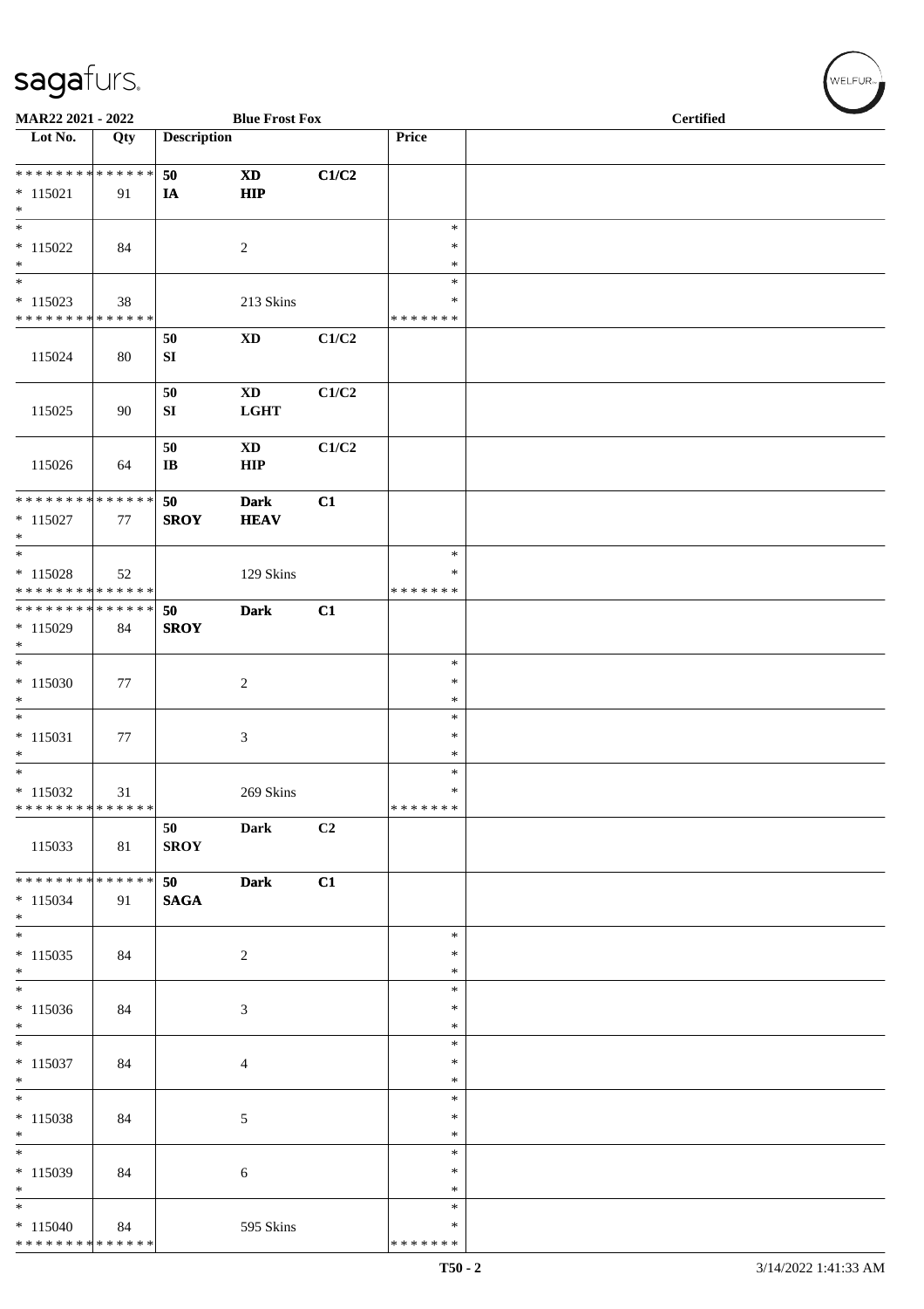**MAR22 2021 - 2022** | **Blue Frost Fox** | **Certified**

| Lot No. | Qty | Description | | | Price | |
|---|---|---|---|---|---|---|
| * * * * * * * * * * * * * * | | **50** | **XD** | **C1/C2** | | |
| * 115021 | 91 | **IA** | **HIP** | | | |
| * | | | | | | |
| * | | | | | * | |
| * 115022 | 84 | | 2 | | * | |
| * | | | | | * | |
| * | | | | | * | |
| * 115023 | 38 | | 213 Skins | | * | |
| * * * * * * * * * * * * * * | | | | | * * * * * * * | |
| | | **50** | **XD** | **C1/C2** | | |
| 115024 | 80 | **SI** | | | | |
| | | **50** | **XD** | **C1/C2** | | |
| 115025 | 90 | **SI** | **LGHT** | | | |
| | | **50** | **XD** | **C1/C2** | | |
| 115026 | 64 | **IB** | **HIP** | | | |
| * * * * * * * * * * * * * * | | **50** | **Dark** | **C1** | | |
| * 115027 | 77 | **SROY** | **HEAV** | | | |
| * | | | | | | |
| * | | | | | * | |
| * 115028 | 52 | | 129 Skins | | * | |
| * * * * * * * * * * * * * * | | | | | * * * * * * * | |
| * * * * * * * * * * * * * * | | **50** | **Dark** | **C1** | | |
| * 115029 | 84 | **SROY** | | | | |
| * | | | | | | |
| * | | | | | * | |
| * 115030 | 77 | | 2 | | * | |
| * | | | | | * | |
| * | | | | | * | |
| * 115031 | 77 | | 3 | | * | |
| * | | | | | * | |
| * | | | | | * | |
| * 115032 | 31 | | 269 Skins | | * | |
| * * * * * * * * * * * * * * | | | | | * * * * * * * | |
| | | **50** | **Dark** | **C2** | | |
| 115033 | 81 | **SROY** | | | | |
| * * * * * * * * * * * * * * | | **50** | **Dark** | **C1** | | |
| * 115034 | 91 | **SAGA** | | | | |
| * | | | | | | |
| * | | | | | * | |
| * 115035 | 84 | | 2 | | * | |
| * | | | | | * | |
| * | | | | | * | |
| * 115036 | 84 | | 3 | | * | |
| * | | | | | * | |
| * | | | | | * | |
| * 115037 | 84 | | 4 | | * | |
| * | | | | | * | |
| * | | | | | * | |
| * 115038 | 84 | | 5 | | * | |
| * | | | | | * | |
| * | | | | | * | |
| * 115039 | 84 | | 6 | | * | |
| * | | | | | * | |
| * | | | | | * | |
| * 115040 | 84 | | 595 Skins | | * | |
| * * * * * * * * * * * * * * | | | | | * * * * * * * | |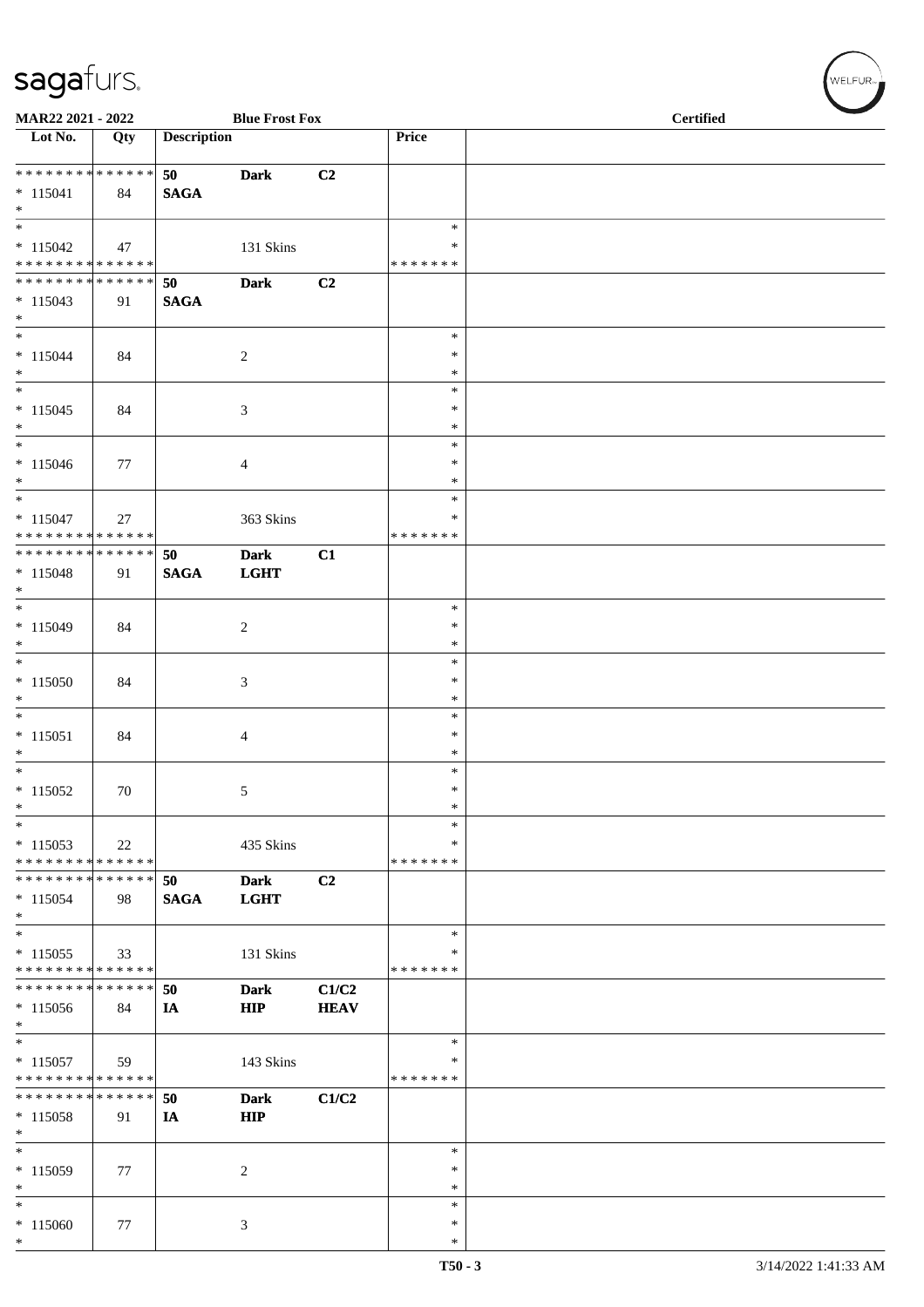MAR22 2021 - 2022 | Blue Frost Fox | Certified

| Lot No. | Qty | Description | | | Price | |
|---|---|---|---|---|---|---|
| * * * * * * * * * * * * * * | | 50 | Dark | C2 | | |
| * 115041 | 84 | SAGA | | | | |
| * | | | | | | |
| * | | | | | * | |
| * 115042 | 47 | | 131 Skins | | * | |
| * * * * * * * * * * * * * * | | | | | * * * * * * * | |
| * * * * * * * * * * * * * * | | 50 | Dark | C2 | | |
| * 115043 | 91 | SAGA | | | | |
| * | | | | | | |
| * | | | | | * | |
| * 115044 | 84 | | 2 | | * | |
| * | | | | | * | |
| * | | | | | * | |
| * 115045 | 84 | | 3 | | * | |
| * | | | | | * | |
| * | | | | | * | |
| * 115046 | 77 | | 4 | | * | |
| * | | | | | * | |
| * | | | | | * | |
| * 115047 | 27 | | 363 Skins | | * | |
| * * * * * * * * * * * * * * | | | | | * * * * * * * | |
| * * * * * * * * * * * * * * | | 50 | Dark | C1 | | |
| * 115048 | 91 | SAGA | LGHT | | | |
| * | | | | | | |
| * | | | | | * | |
| * 115049 | 84 | | 2 | | * | |
| * | | | | | * | |
| * | | | | | * | |
| * 115050 | 84 | | 3 | | * | |
| * | | | | | * | |
| * | | | | | * | |
| * 115051 | 84 | | 4 | | * | |
| * | | | | | * | |
| * | | | | | * | |
| * 115052 | 70 | | 5 | | * | |
| * | | | | | * | |
| * | | | | | * | |
| * 115053 | 22 | | 435 Skins | | * | |
| * * * * * * * * * * * * * * | | | | | * * * * * * * | |
| * * * * * * * * * * * * * * | | 50 | Dark | C2 | | |
| * 115054 | 98 | SAGA | LGHT | | | |
| * | | | | | | |
| * | | | | | * | |
| * 115055 | 33 | | 131 Skins | | * | |
| * * * * * * * * * * * * * * | | | | | * * * * * * * | |
| * * * * * * * * * * * * * * | | 50 | Dark | C1/C2 | | |
| * 115056 | 84 | IA | HIP | HEAV | | |
| * | | | | | | |
| * | | | | | * | |
| * 115057 | 59 | | 143 Skins | | * | |
| * * * * * * * * * * * * * * | | | | | * * * * * * * | |
| * * * * * * * * * * * * * * | | 50 | Dark | C1/C2 | | |
| * 115058 | 91 | IA | HIP | | | |
| * | | | | | | |
| * | | | | | * | |
| * 115059 | 77 | | 2 | | * | |
| * | | | | | * | |
| * | | | | | * | |
| * 115060 | 77 | | 3 | | * | |
| * | | | | | * | |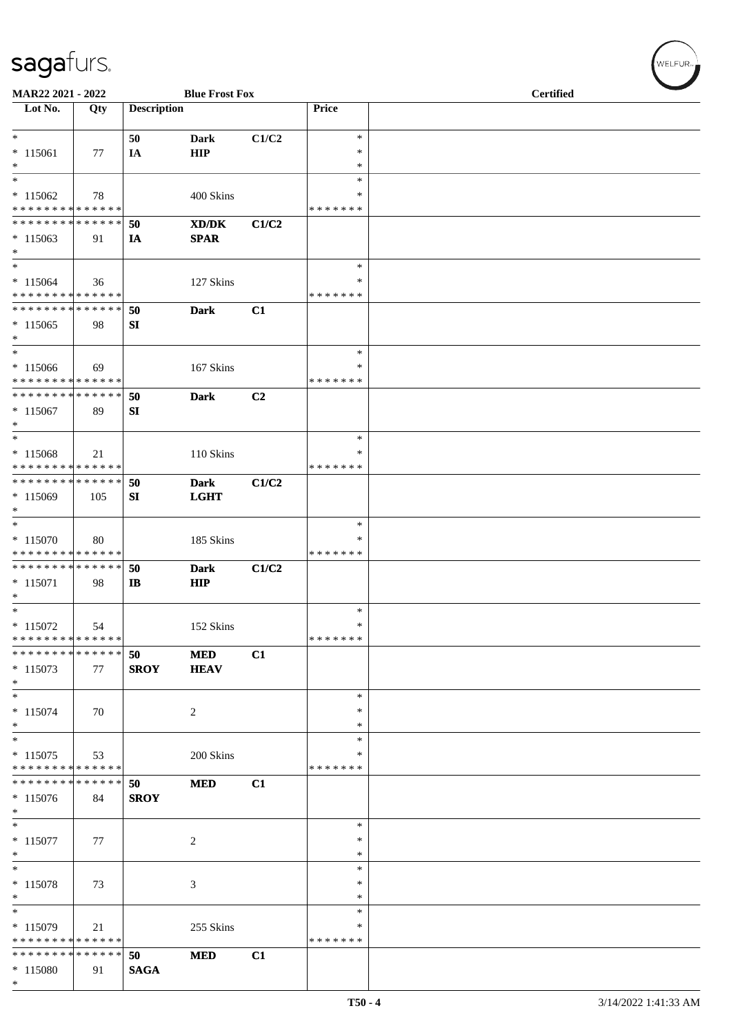MAR22 2021 - 2022 — Blue Frost Fox — Certified

| Lot No. | Qty | Description | | | Price | |
|---|---|---|---|---|---|---|
| * | | 50 | Dark | C1/C2 | * | |
| * 115061 | 77 | IA | HIP | | * | |
| * | | | | | * | |
| * | | | | | * | |
| * 115062 | 78 | | 400 Skins | | * | |
| * * * * * * * * * * * * * * | | | | | * * * * * * * | |
| * * * * * * * * * * * * * * | | 50 | XD/DK | C1/C2 | | |
| * 115063 | 91 | IA | SPAR | | | |
| * | | | | | | |
| * | | | | | * | |
| * 115064 | 36 | | 127 Skins | | * | |
| * * * * * * * * * * * * * * | | | | | * * * * * * * | |
| * * * * * * * * * * * * * * | | 50 | Dark | C1 | | |
| * 115065 | 98 | SI | | | | |
| * | | | | | | |
| * | | | | | * | |
| * 115066 | 69 | | 167 Skins | | * | |
| * * * * * * * * * * * * * * | | | | | * * * * * * * | |
| * * * * * * * * * * * * * * | | 50 | Dark | C2 | | |
| * 115067 | 89 | SI | | | | |
| * | | | | | | |
| * | | | | | * | |
| * 115068 | 21 | | 110 Skins | | * | |
| * * * * * * * * * * * * * * | | | | | * * * * * * * | |
| * * * * * * * * * * * * * * | | 50 | Dark | C1/C2 | | |
| * 115069 | 105 | SI | LGHT | | | |
| * | | | | | | |
| * | | | | | * | |
| * 115070 | 80 | | 185 Skins | | * | |
| * * * * * * * * * * * * * * | | | | | * * * * * * * | |
| * * * * * * * * * * * * * * | | 50 | Dark | C1/C2 | | |
| * 115071 | 98 | IB | HIP | | | |
| * | | | | | | |
| * | | | | | * | |
| * 115072 | 54 | | 152 Skins | | * | |
| * * * * * * * * * * * * * * | | | | | * * * * * * * | |
| * * * * * * * * * * * * * * | | 50 | MED | C1 | | |
| * 115073 | 77 | SROY | HEAV | | | |
| * | | | | | | |
| * | | | | | * | |
| * 115074 | 70 | | 2 | | * | |
| * | | | | | * | |
| * | | | | | * | |
| * 115075 | 53 | | 200 Skins | | * | |
| * * * * * * * * * * * * * * | | | | | * * * * * * * | |
| * * * * * * * * * * * * * * | | 50 | MED | C1 | | |
| * 115076 | 84 | SROY | | | | |
| * | | | | | | |
| * | | | | | * | |
| * 115077 | 77 | | 2 | | * | |
| * | | | | | * | |
| * | | | | | * | |
| * 115078 | 73 | | 3 | | * | |
| * | | | | | * | |
| * | | | | | * | |
| * 115079 | 21 | | 255 Skins | | * | |
| * * * * * * * * * * * * * * | | | | | * * * * * * * | |
| * * * * * * * * * * * * * * | | 50 | MED | C1 | | |
| * 115080 | 91 | SAGA | | | | |
| * | | | | | | |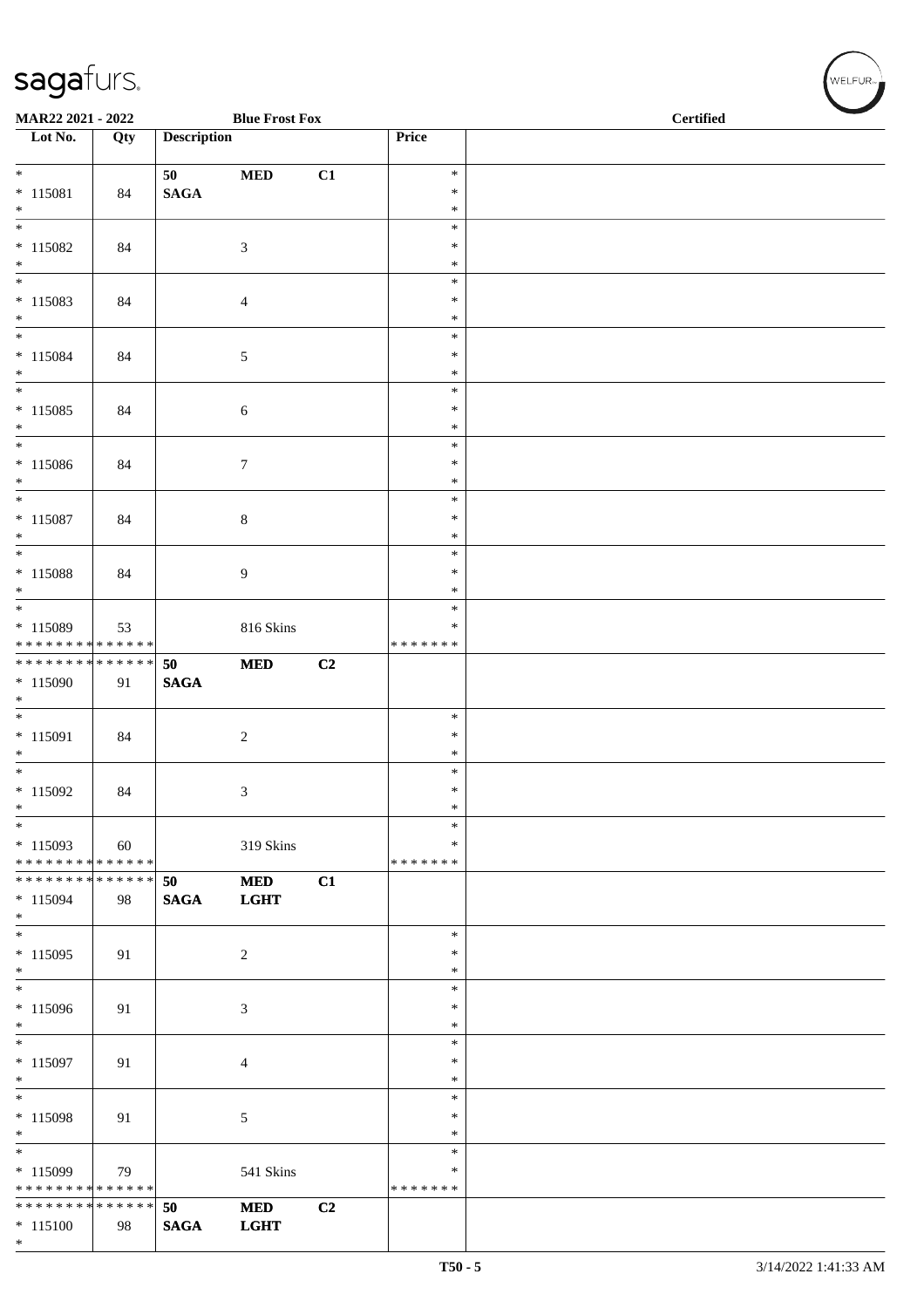MAR22 2021 - 2022 | Blue Frost Fox | Certified

| Lot No. | Qty | Description | | | Price | |
|---|---|---|---|---|---|---|
| * 115081 * | 84 | 50 SAGA | MED | C1 | * * * | |
| * 115082 * | 84 | | 3 | | * * * | |
| * 115083 * | 84 | | 4 | | * * * | |
| * 115084 * | 84 | | 5 | | * * * | |
| * 115085 * | 84 | | 6 | | * * * | |
| * 115086 * | 84 | | 7 | | * * * | |
| * 115087 * | 84 | | 8 | | * * * | |
| * 115088 * | 84 | | 9 | | * * * | |
| * 115089 * * * * * * * * * * * * * * | 53 | | 816 Skins | | * * * * * * * * * | |
| * * * * * * * * * * * * * * 115090 * | 91 | 50 SAGA | MED | C2 | | |
| * 115091 * | 84 | | 2 | | * * * | |
| * 115092 * | 84 | | 3 | | * * * | |
| * 115093 * * * * * * * * * * * * * * | 60 | | 319 Skins | | * * * * * * * * * | |
| * * * * * * * * * * * * * * 115094 * | 98 | 50 SAGA | MED LGHT | C1 | | |
| * 115095 * | 91 | | 2 | | * * * | |
| * 115096 * | 91 | | 3 | | * * * | |
| * 115097 * | 91 | | 4 | | * * * | |
| * 115098 * | 91 | | 5 | | * * * | |
| * 115099 * * * * * * * * * * * * * * | 79 | | 541 Skins | | * * * * * * * * * | |
| * * * * * * * * * * * * * * 115100 * | 98 | 50 SAGA | MED LGHT | C2 | | |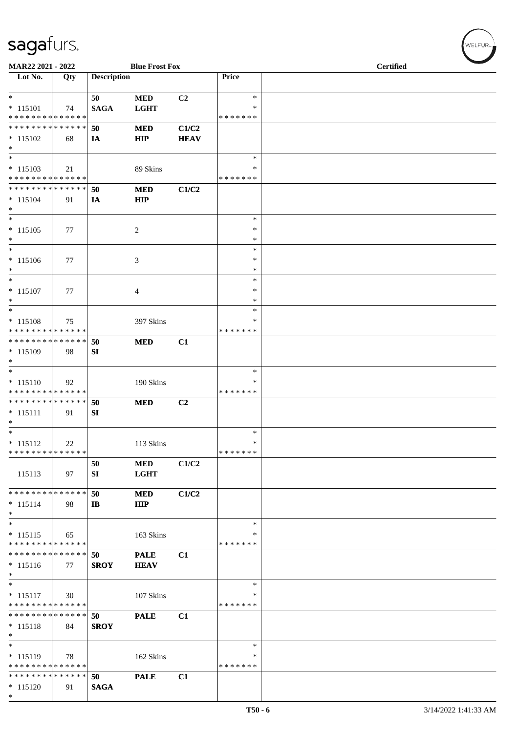sagafurs.

MAR22 2021 - 2022 | Blue Frost Fox | Certified

| Lot No. | Qty | Description | | | Price | |
|---|---|---|---|---|---|---|
| * | | 50 | MED | C2 | * | |
| * 115101 | 74 | SAGA | LGHT | | * | |
| * * * * * * * * * * * * * * | | | | | * * * * * * * | |
| * * * * * * * * * * * * * * | | 50 | MED | C1/C2 | | |
| * 115102 | 68 | IA | HIP | HEAV | | |
| * | | | | | | |
| * | | | | | * | |
| * 115103 | 21 | | 89 Skins | | * | |
| * * * * * * * * * * * * * * | | | | | * * * * * * * | |
| * * * * * * * * * * * * * * | | 50 | MED | C1/C2 | | |
| * 115104 | 91 | IA | HIP | | | |
| * | | | | | | |
| * | | | | | * | |
| * 115105 | 77 | | 2 | | * | |
| * | | | | | * | |
| * | | | | | * | |
| * 115106 | 77 | | 3 | | * | |
| * | | | | | * | |
| * | | | | | * | |
| * 115107 | 77 | | 4 | | * | |
| * | | | | | * | |
| * | | | | | * | |
| * 115108 | 75 | | 397 Skins | | * | |
| * * * * * * * * * * * * * * | | | | | * * * * * * * | |
| * * * * * * * * * * * * * * | | 50 | MED | C1 | | |
| * 115109 | 98 | SI | | | | |
| * | | | | | | |
| * | | | | | * | |
| * 115110 | 92 | | 190 Skins | | * | |
| * * * * * * * * * * * * * * | | | | | * * * * * * * | |
| * * * * * * * * * * * * * * | | 50 | MED | C2 | | |
| * 115111 | 91 | SI | | | | |
| * | | | | | | |
| * | | | | | * | |
| * 115112 | 22 | | 113 Skins | | * | |
| * * * * * * * * * * * * * * | | | | | * * * * * * * | |
| | | 50 | MED | C1/C2 | | |
| 115113 | 97 | SI | LGHT | | | |
| * * * * * * * * * * * * * * | | 50 | MED | C1/C2 | | |
| * 115114 | 98 | IB | HIP | | | |
| * | | | | | | |
| * | | | | | * | |
| * 115115 | 65 | | 163 Skins | | * | |
| * * * * * * * * * * * * * * | | | | | * * * * * * * | |
| * * * * * * * * * * * * * * | | 50 | PALE | C1 | | |
| * 115116 | 77 | SROY | HEAV | | | |
| * | | | | | | |
| * | | | | | * | |
| * 115117 | 30 | | 107 Skins | | * | |
| * * * * * * * * * * * * * * | | | | | * * * * * * * | |
| * * * * * * * * * * * * * * | | 50 | PALE | C1 | | |
| * 115118 | 84 | SROY | | | | |
| * | | | | | | |
| * | | | | | * | |
| * 115119 | 78 | | 162 Skins | | * | |
| * * * * * * * * * * * * * * | | | | | * * * * * * * | |
| * * * * * * * * * * * * * * | | 50 | PALE | C1 | | |
| * 115120 | 91 | SAGA | | | | |
| * | | | | | | |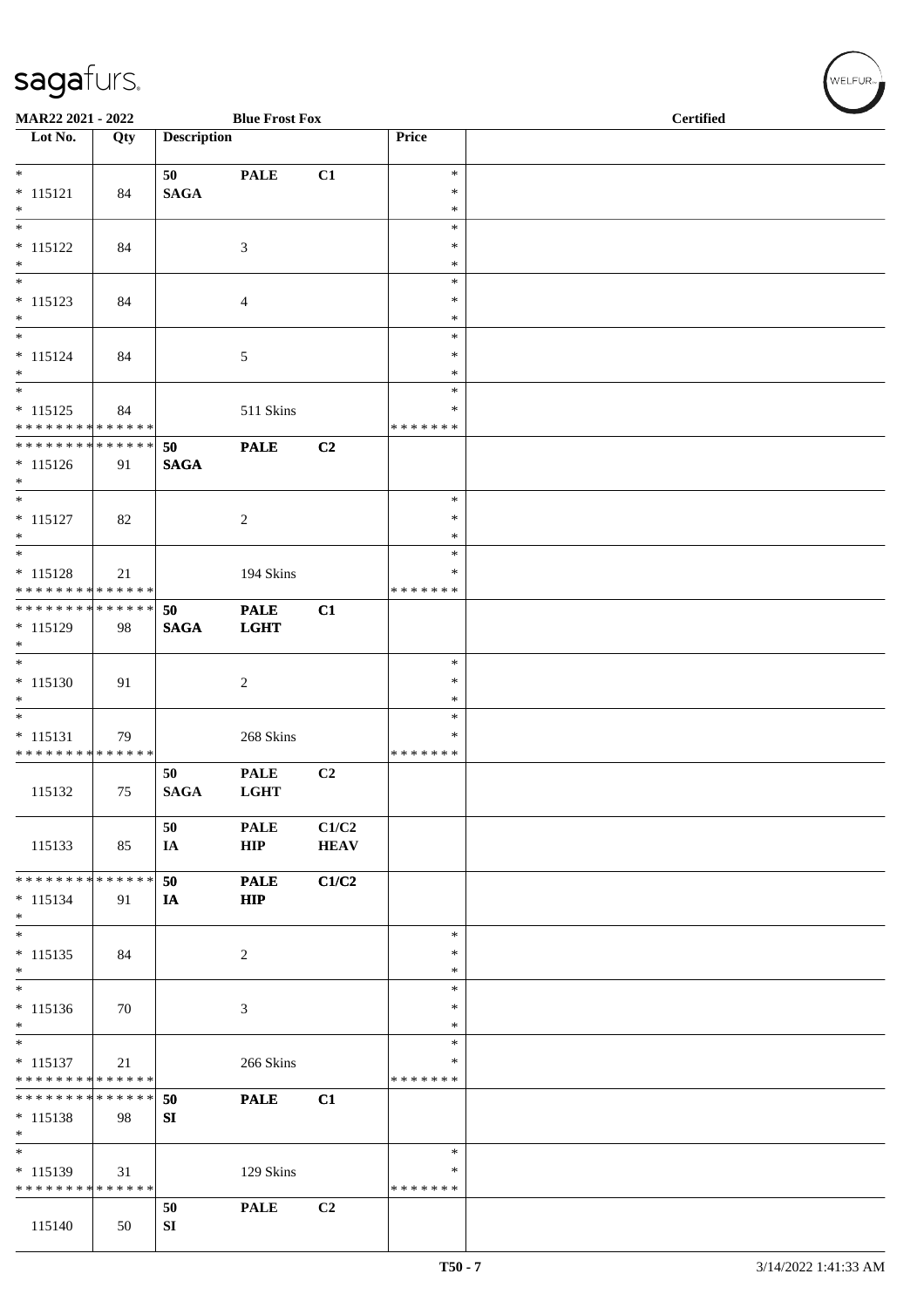MAR22 2021 - 2022 Blue Frost Fox Certified

| Lot No. | Qty | Description | | | Price | |
|---|---|---|---|---|---|---|
| *<br>* 115121<br>* | 84 | 50<br>**SAGA** | **PALE** | **C1** | *<br>*<br>* | |
| *<br>* 115122<br>* | 84 | | 3 | | *<br>*<br>* | |
| *<br>* 115123<br>* | 84 | | 4 | | *<br>*<br>* | |
| *<br>* 115124<br>* | 84 | | 5 | | *<br>*<br>* | |
| *<br>* 115125<br>* * * * * * * * * * * * * * | 84 | | 511 Skins | | *<br>*<br>* * * * * * * | |
| * * * * * * * * * * * * * *<br>* 115126<br>* | 91 | 50<br>**SAGA** | **PALE** | **C2** | | |
| *<br>* 115127<br>* | 82 | | 2 | | *<br>*<br>* | |
| *<br>* 115128<br>* * * * * * * * * * * * * * | 21 | | 194 Skins | | *<br>*<br>* * * * * * * | |
| * * * * * * * * * * * * * *<br>* 115129<br>* | 98 | 50<br>**SAGA** | **PALE**<br>**LGHT** | **C1** | | |
| *<br>* 115130<br>* | 91 | | 2 | | *<br>*<br>* | |
| *<br>* 115131<br>* * * * * * * * * * * * * * | 79 | | 268 Skins | | *<br>*<br>* * * * * * * | |
| 115132 | 75 | 50<br>**SAGA** | **PALE**<br>**LGHT** | **C2** | | |
| 115133 | 85 | 50<br>**IA** | **PALE**<br>**HIP** | **C1/C2**<br>**HEAV** | | |
| * * * * * * * * * * * * * *<br>* 115134<br>* | 91 | 50<br>**IA** | **PALE**<br>**HIP** | **C1/C2** | | |
| *<br>* 115135<br>* | 84 | | 2 | | *<br>*<br>* | |
| *<br>* 115136<br>* | 70 | | 3 | | *<br>*<br>* | |
| *<br>* 115137<br>* * * * * * * * * * * * * * | 21 | | 266 Skins | | *<br>*<br>* * * * * * * | |
| * * * * * * * * * * * * * *<br>* 115138<br>* | 98 | 50<br>**SI** | **PALE** | **C1** | | |
| *<br>* 115139<br>* * * * * * * * * * * * * * | 31 | | 129 Skins | | *<br>*<br>* * * * * * * | |
| 115140 | 50 | 50<br>**SI** | **PALE** | **C2** | | |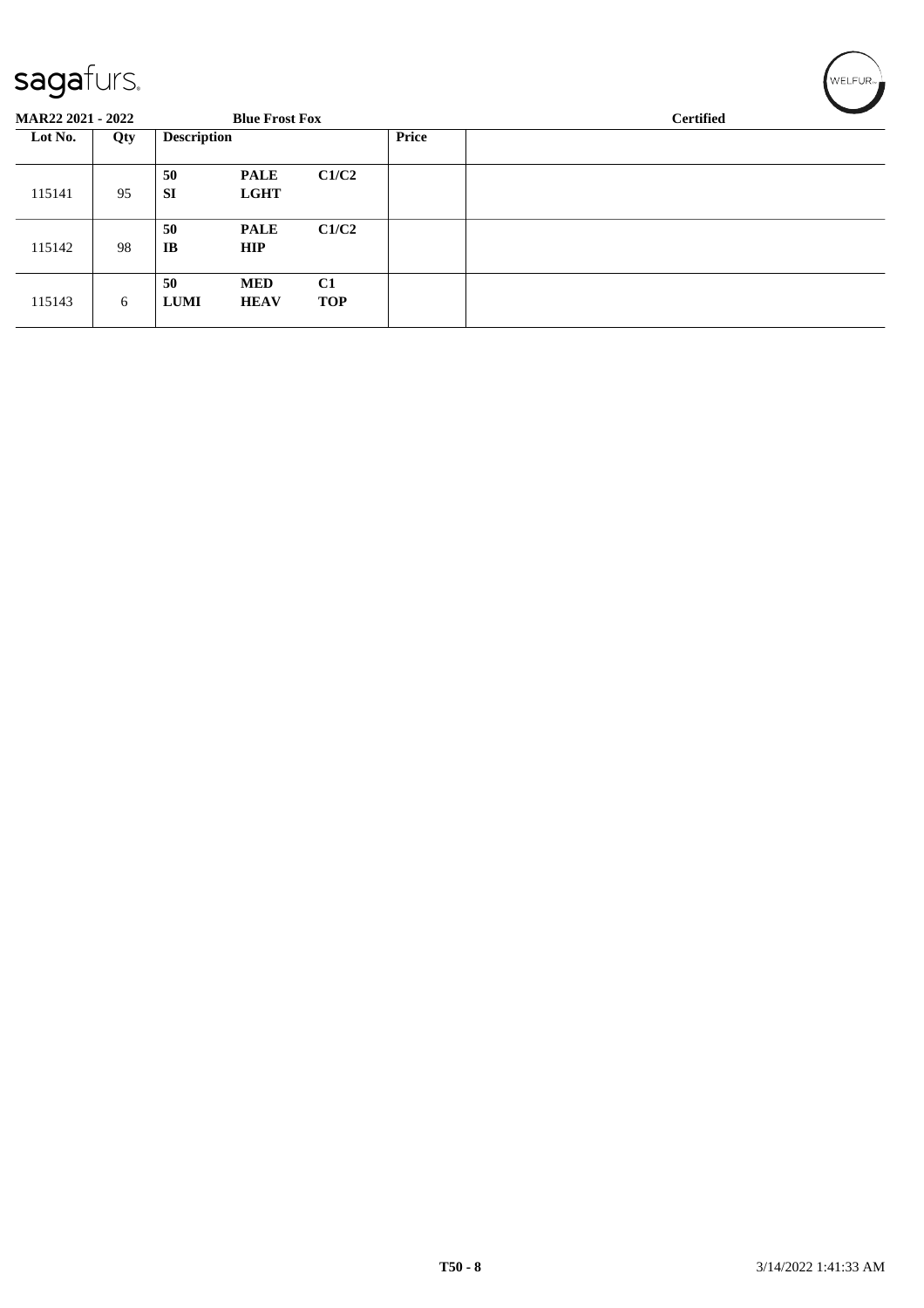**MAR22 2021 - 2022** **Blue Frost Fox** **Certified**

| Lot No. | Qty | Description | | | Price | |
|---|---|---|---|---|---|---|
| 115141 | 95 | **50** **SI** | **PALE** **LGHT** | **C1/C2** | | |
| 115142 | 98 | **50** **IB** | **PALE** **HIP** | **C1/C2** | | |
| 115143 | 6 | **50** **LUMI** | **MED** **HEAV** | **C1** **TOP** | | |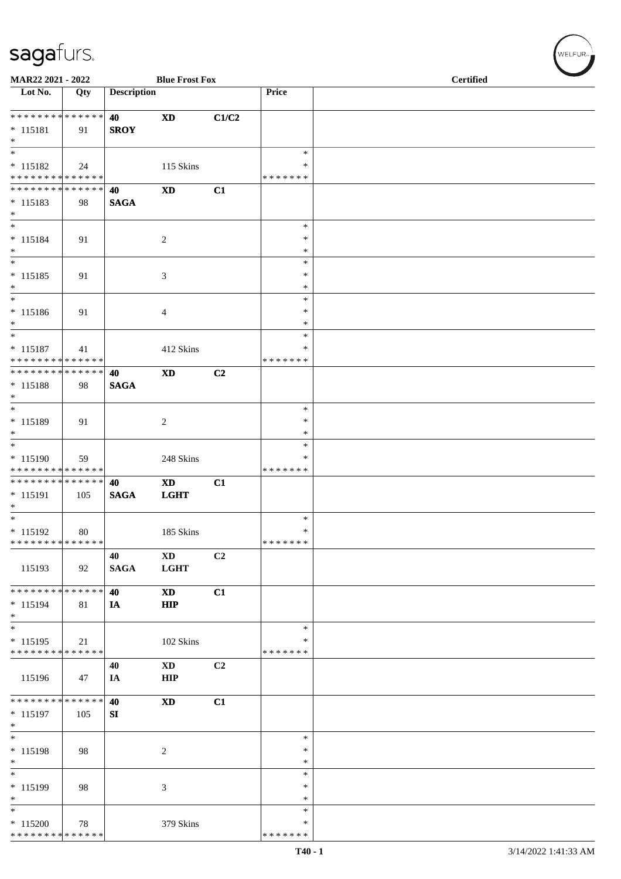MAR22 2021 - 2022 — Blue Frost Fox — Certified

| Lot No. | Qty | Description | | | Price | |
|---|---|---|---|---|---|---|
| * * * * * * * * * * * * * * | | 40 | XD | C1/C2 | | |
| * 115181 | 91 | SROY | | | | |
| * | | | | | | |
| * | | | | | * | |
| * 115182 | 24 | | 115 Skins | | * | |
| * * * * * * * * * * * * * * | | | | | * * * * * * * | |
| * * * * * * * * * * * * * * | | 40 | XD | C1 | | |
| * 115183 | 98 | SAGA | | | | |
| * | | | | | | |
| * | | | | | * | |
| * 115184 | 91 | | 2 | | * | |
| * | | | | | * | |
| * | | | | | * | |
| * 115185 | 91 | | 3 | | * | |
| * | | | | | * | |
| * | | | | | * | |
| * 115186 | 91 | | 4 | | * | |
| * | | | | | * | |
| * | | | | | * | |
| * 115187 | 41 | | 412 Skins | | * | |
| * * * * * * * * * * * * * * | | | | | * * * * * * * | |
| * * * * * * * * * * * * * * | | 40 | XD | C2 | | |
| * 115188 | 98 | SAGA | | | | |
| * | | | | | | |
| * | | | | | * | |
| * 115189 | 91 | | 2 | | * | |
| * | | | | | * | |
| * | | | | | * | |
| * 115190 | 59 | | 248 Skins | | * | |
| * * * * * * * * * * * * * * | | | | | * * * * * * * | |
| * * * * * * * * * * * * * * | | 40 | XD | C1 | | |
| * 115191 | 105 | SAGA | LGHT | | | |
| * | | | | | | |
| * | | | | | * | |
| * 115192 | 80 | | 185 Skins | | * | |
| * * * * * * * * * * * * * * | | | | | * * * * * * * | |
| | | 40 | XD | C2 | | |
| 115193 | 92 | SAGA | LGHT | | | |
| * * * * * * * * * * * * * * | | 40 | XD | C1 | | |
| * 115194 | 81 | IA | HIP | | | |
| * | | | | | | |
| * | | | | | * | |
| * 115195 | 21 | | 102 Skins | | * | |
| * * * * * * * * * * * * * * | | | | | * * * * * * * | |
| | | 40 | XD | C2 | | |
| 115196 | 47 | IA | HIP | | | |
| * * * * * * * * * * * * * * | | 40 | XD | C1 | | |
| * 115197 | 105 | SI | | | | |
| * | | | | | | |
| * | | | | | * | |
| * 115198 | 98 | | 2 | | * | |
| * | | | | | * | |
| * | | | | | * | |
| * 115199 | 98 | | 3 | | * | |
| * | | | | | * | |
| * | | | | | * | |
| * 115200 | 78 | | 379 Skins | | * | |
| * * * * * * * * * * * * * * | | | | | * * * * * * * | |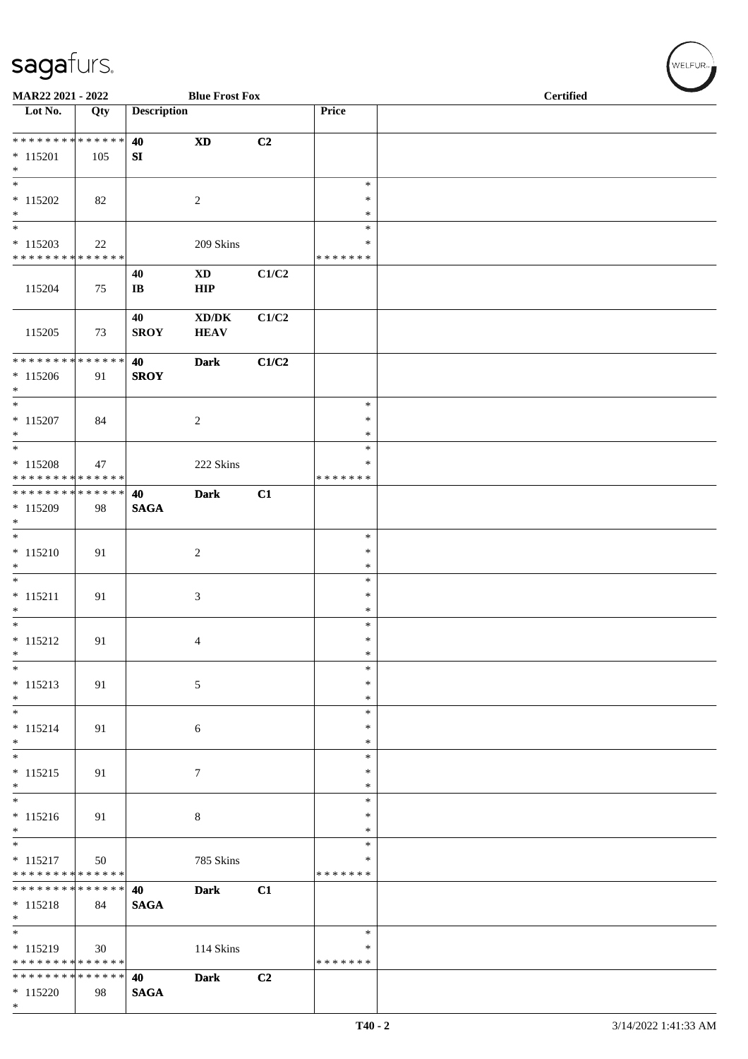MAR22 2021 - 2022 — Blue Frost Fox — Certified

| Lot No. | Qty | Description | | | Price | |
|---|---|---|---|---|---|---|
| * * * * * * * * * * * * * * | | 40 | XD | C2 | | |
| * 115201 | 105 | SI | | | | |
| * | | | | | | |
| * | | | | | * | |
| * 115202 | 82 | | 2 | | * | |
| * | | | | | * | |
| * | | | | | * | |
| * 115203 | 22 | | 209 Skins | | * | |
| * * * * * * * * * * * * * * | | | | | * * * * * * * | |
| | | 40 | XD | C1/C2 | | |
| 115204 | 75 | IB | HIP | | | |
| | | 40 | XD/DK | C1/C2 | | |
| 115205 | 73 | SROY | HEAV | | | |
| * * * * * * * * * * * * * * | | 40 | Dark | C1/C2 | | |
| * 115206 | 91 | SROY | | | | |
| * | | | | | | |
| * | | | | | * | |
| * 115207 | 84 | | 2 | | * | |
| * | | | | | * | |
| * | | | | | * | |
| * 115208 | 47 | | 222 Skins | | * | |
| * * * * * * * * * * * * * * | | | | | * * * * * * * | |
| * * * * * * * * * * * * * * | | 40 | Dark | C1 | | |
| * 115209 | 98 | SAGA | | | | |
| * | | | | | | |
| * | | | | | * | |
| * 115210 | 91 | | 2 | | * | |
| * | | | | | * | |
| * | | | | | * | |
| * 115211 | 91 | | 3 | | * | |
| * | | | | | * | |
| * | | | | | * | |
| * 115212 | 91 | | 4 | | * | |
| * | | | | | * | |
| * | | | | | * | |
| * 115213 | 91 | | 5 | | * | |
| * | | | | | * | |
| * | | | | | * | |
| * 115214 | 91 | | 6 | | * | |
| * | | | | | * | |
| * | | | | | * | |
| * 115215 | 91 | | 7 | | * | |
| * | | | | | * | |
| * | | | | | * | |
| * 115216 | 91 | | 8 | | * | |
| * | | | | | * | |
| * | | | | | * | |
| * 115217 | 50 | | 785 Skins | | * | |
| * * * * * * * * * * * * * * | | | | | * * * * * * * | |
| * * * * * * * * * * * * * * | | 40 | Dark | C1 | | |
| * 115218 | 84 | SAGA | | | | |
| * | | | | | | |
| * | | | | | * | |
| * 115219 | 30 | | 114 Skins | | * | |
| * * * * * * * * * * * * * * | | | | | * * * * * * * | |
| * * * * * * * * * * * * * * | | 40 | Dark | C2 | | |
| * 115220 | 98 | SAGA | | | | |
| * | | | | | | |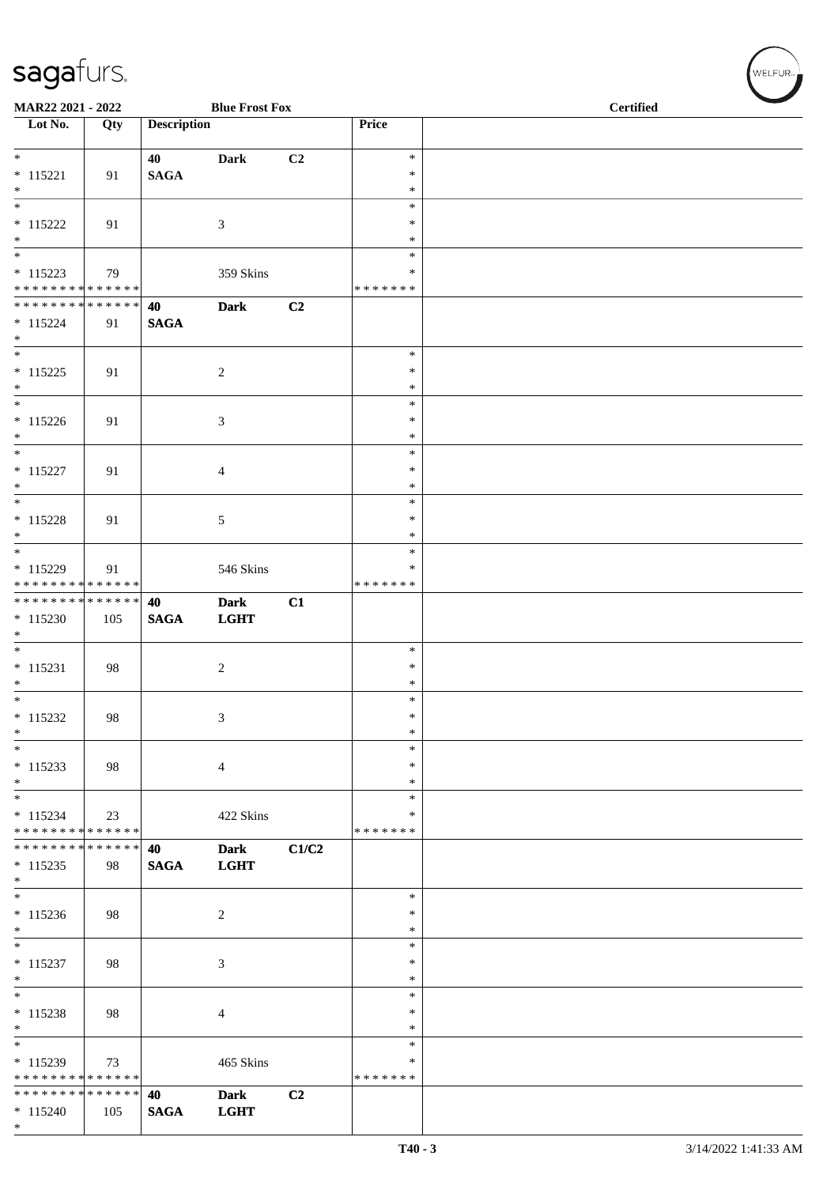**MAR22 2021 - 2022** | **Blue Frost Fox** | **Certified**

| Lot No. | Qty | Description | | | Price | |
|---|---|---|---|---|---|---|
| * | | **40** | **Dark** | **C2** | * | |
| * 115221 | 91 | **SAGA** | | | * | |
| * | | | | | * | |
| * | | | | | * | |
| * 115222 | 91 | | 3 | | * | |
| * | | | | | * | |
| * | | | | | * | |
| * 115223 | 79 | | 359 Skins | | * | |
| * * * * * * * * * * * * * * | | | | | * * * * * * * | |
| * * * * * * * * * * * * * * | | **40** | **Dark** | **C2** | | |
| * 115224 | 91 | **SAGA** | | | | |
| * | | | | | | |
| * | | | | | * | |
| * 115225 | 91 | | 2 | | * | |
| * | | | | | * | |
| * | | | | | * | |
| * 115226 | 91 | | 3 | | * | |
| * | | | | | * | |
| * | | | | | * | |
| * 115227 | 91 | | 4 | | * | |
| * | | | | | * | |
| * | | | | | * | |
| * 115228 | 91 | | 5 | | * | |
| * | | | | | * | |
| * | | | | | * | |
| * 115229 | 91 | | 546 Skins | | * | |
| * * * * * * * * * * * * * * | | | | | * * * * * * * | |
| * * * * * * * * * * * * * * | | **40** | **Dark** | **C1** | | |
| * 115230 | 105 | **SAGA** | **LGHT** | | | |
| * | | | | | | |
| * | | | | | * | |
| * 115231 | 98 | | 2 | | * | |
| * | | | | | * | |
| * | | | | | * | |
| * 115232 | 98 | | 3 | | * | |
| * | | | | | * | |
| * | | | | | * | |
| * 115233 | 98 | | 4 | | * | |
| * | | | | | * | |
| * | | | | | * | |
| * 115234 | 23 | | 422 Skins | | * | |
| * * * * * * * * * * * * * * | | | | | * * * * * * * | |
| * * * * * * * * * * * * * * | | **40** | **Dark** | **C1/C2** | | |
| * 115235 | 98 | **SAGA** | **LGHT** | | | |
| * | | | | | | |
| * | | | | | * | |
| * 115236 | 98 | | 2 | | * | |
| * | | | | | * | |
| * | | | | | * | |
| * 115237 | 98 | | 3 | | * | |
| * | | | | | * | |
| * | | | | | * | |
| * 115238 | 98 | | 4 | | * | |
| * | | | | | * | |
| * | | | | | * | |
| * 115239 | 73 | | 465 Skins | | * | |
| * * * * * * * * * * * * * * | | | | | * * * * * * * | |
| * * * * * * * * * * * * * * | | **40** | **Dark** | **C2** | | |
| * 115240 | 105 | **SAGA** | **LGHT** | | | |
| * | | | | | | |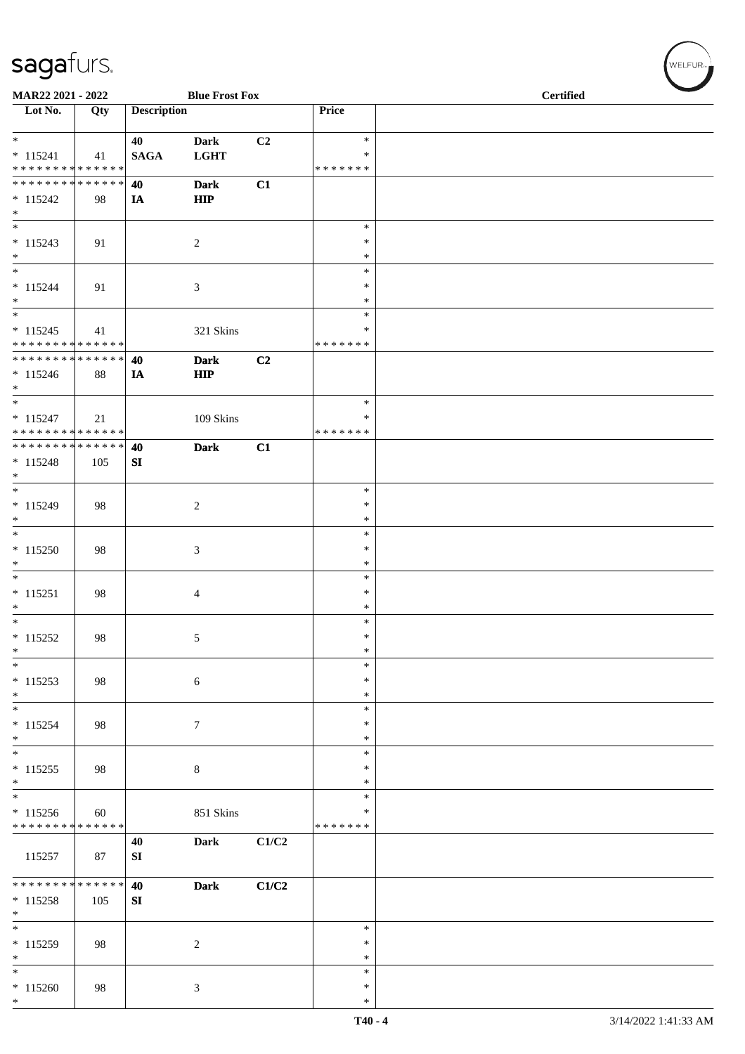MAR22 2021 - 2022 | Blue Frost Fox | Certified

| Lot No. | Qty | Description | | | Price | |
|---|---|---|---|---|---|---|
| * | | 40 | Dark | C2 | * | |
| * 115241 | 41 | SAGA | LGHT | | * | |
| * * * * * * * * * * * * * * | | | | | * * * * * * * | |
| * * * * * * * * * * * * * * | | 40 | Dark | C1 | | |
| * 115242 | 98 | IA | HIP | | | |
| * | | | | | | |
| * | | | | | * | |
| * 115243 | 91 | | 2 | | * | |
| * | | | | | * | |
| * | | | | | * | |
| * 115244 | 91 | | 3 | | * | |
| * | | | | | * | |
| * | | | | | * | |
| * 115245 | 41 | | 321 Skins | | * | |
| * * * * * * * * * * * * * * | | | | | * * * * * * * | |
| * * * * * * * * * * * * * * | | 40 | Dark | C2 | | |
| * 115246 | 88 | IA | HIP | | | |
| * | | | | | | |
| * | | | | | * | |
| * 115247 | 21 | | 109 Skins | | * | |
| * * * * * * * * * * * * * * | | | | | * * * * * * * | |
| * * * * * * * * * * * * * * | | 40 | Dark | C1 | | |
| * 115248 | 105 | SI | | | | |
| * | | | | | | |
| * | | | | | * | |
| * 115249 | 98 | | 2 | | * | |
| * | | | | | * | |
| * | | | | | * | |
| * 115250 | 98 | | 3 | | * | |
| * | | | | | * | |
| * | | | | | * | |
| * 115251 | 98 | | 4 | | * | |
| * | | | | | * | |
| * | | | | | * | |
| * 115252 | 98 | | 5 | | * | |
| * | | | | | * | |
| * | | | | | * | |
| * 115253 | 98 | | 6 | | * | |
| * | | | | | * | |
| * | | | | | * | |
| * 115254 | 98 | | 7 | | * | |
| * | | | | | * | |
| * | | | | | * | |
| * 115255 | 98 | | 8 | | * | |
| * | | | | | * | |
| * | | | | | * | |
| * 115256 | 60 | | 851 Skins | | * | |
| * * * * * * * * * * * * * * | | | | | * * * * * * * | |
| | | 40 | Dark | C1/C2 | | |
| 115257 | 87 | SI | | | | |
| * * * * * * * * * * * * * * | | 40 | Dark | C1/C2 | | |
| * 115258 | 105 | SI | | | | |
| * | | | | | | |
| * | | | | | * | |
| * 115259 | 98 | | 2 | | * | |
| * | | | | | * | |
| * | | | | | * | |
| * 115260 | 98 | | 3 | | * | |
| * | | | | | * | |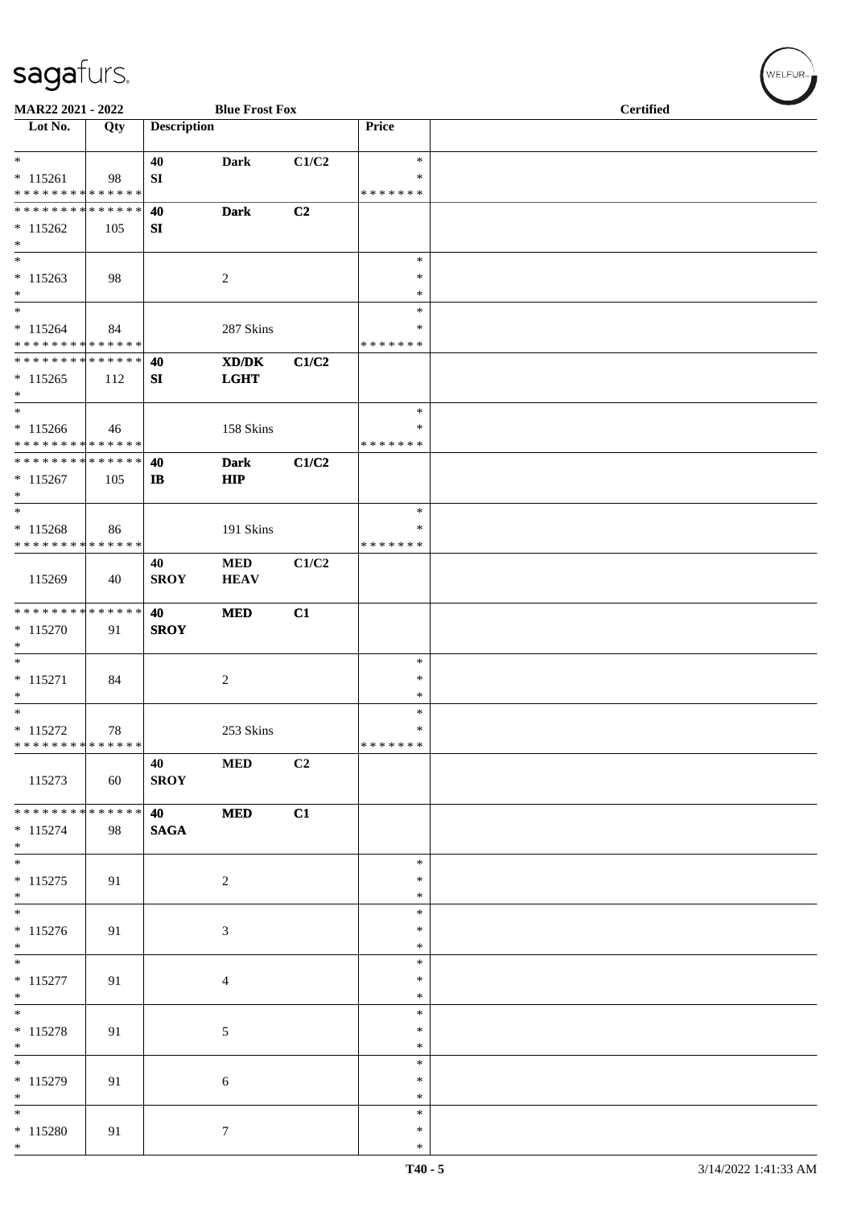MAR22 2021 - 2022 Blue Frost Fox Certified

| Lot No. | Qty | Description | | | Price | |
|---|---|---|---|---|---|---|
| * 115261 | 98 | 40 SI | Dark | C1/C2 | * * ******* | |
| ************** * 115262 | 105 | 40 SI | Dark | C2 | | |
| * 115263 | 98 | | 2 | | * * * | |
| * 115264 | 84 | | 287 Skins | | * * ******* | |
| ************** * 115265 | 112 | 40 SI | XD/DK LGHT | C1/C2 | | |
| * 115266 | 46 | | 158 Skins | | * * ******* | |
| ************** * 115267 | 105 | 40 IB | Dark HIP | C1/C2 | | |
| * 115268 | 86 | | 191 Skins | | * * ******* | |
| 115269 | 40 | 40 SROY | MED HEAV | C1/C2 | | |
| ************** * 115270 | 91 | 40 SROY | MED | C1 | | |
| * 115271 | 84 | | 2 | | * * * | |
| * 115272 | 78 | | 253 Skins | | * * ******* | |
| 115273 | 60 | 40 SROY | MED | C2 | | |
| ************** * 115274 | 98 | 40 SAGA | MED | C1 | | |
| * 115275 | 91 | | 2 | | * * * | |
| * 115276 | 91 | | 3 | | * * * | |
| * 115277 | 91 | | 4 | | * * * | |
| * 115278 | 91 | | 5 | | * * * | |
| * 115279 | 91 | | 6 | | * * * | |
| * 115280 | 91 | | 7 | | * * * | |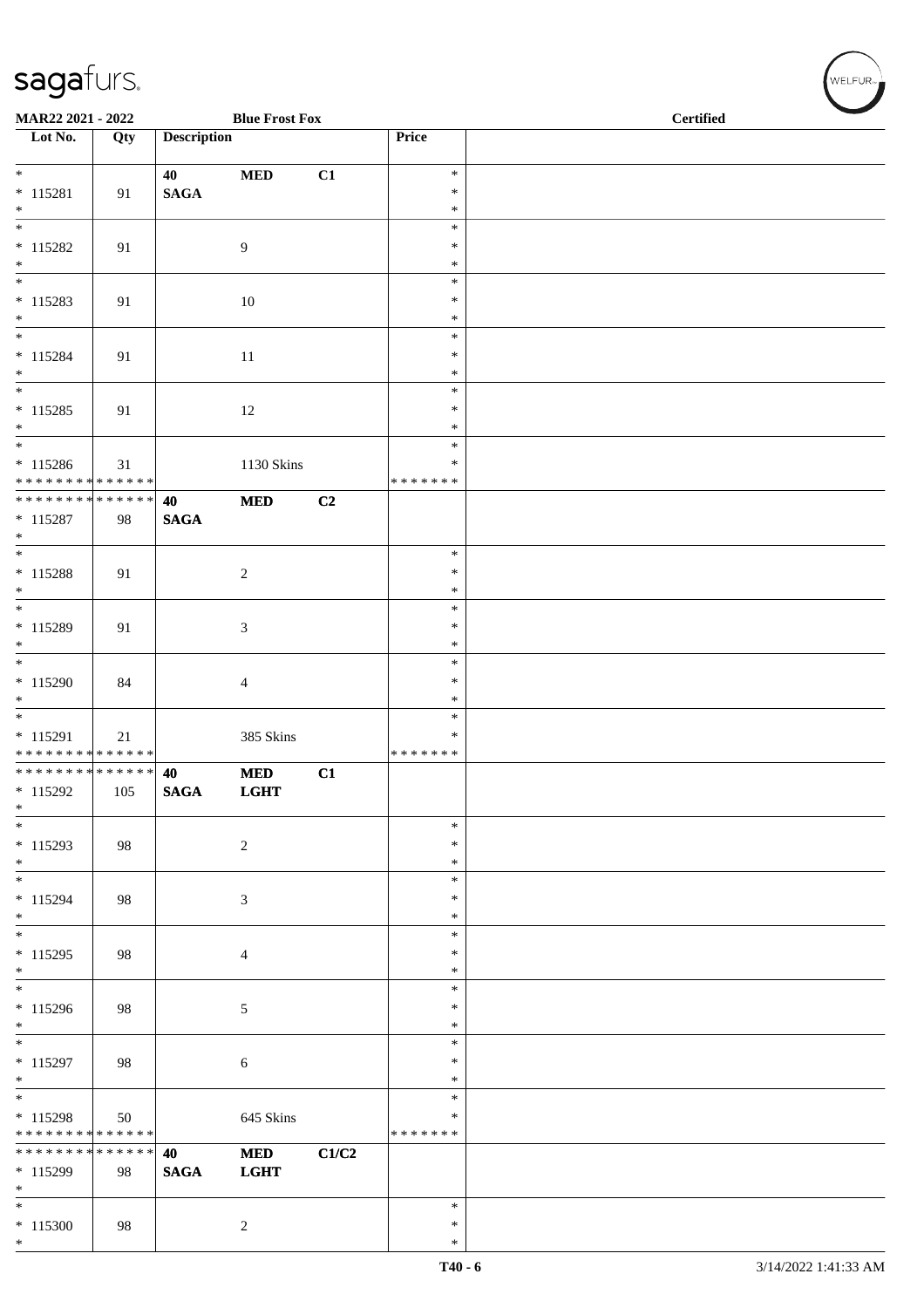| Lot No. | Qty | Description | | | Price | |
|---|---|---|---|---|---|---|
| * 115281 * | 91 | 40 SAGA | MED | C1 | * * * | |
| * 115282 * | 91 | | 9 | | * * * | |
| * 115283 * | 91 | | 10 | | * * * | |
| * 115284 * | 91 | | 11 | | * * * | |
| * 115285 * | 91 | | 12 | | * * * | |
| * 115286 * * * * * * * * * * * * * * | 31 | | 1130 Skins | | * * * * * * * * * | |
| * * * * * * * * * * * * * * 115287 * | 98 | 40 SAGA | MED | C2 | | |
| * 115288 * | 91 | | 2 | | * * * | |
| * 115289 * | 91 | | 3 | | * * * | |
| * 115290 * | 84 | | 4 | | * * * | |
| * 115291 * * * * * * * * * * * * * * | 21 | | 385 Skins | | * * * * * * * * * | |
| * * * * * * * * * * * * * * 115292 * | 105 | 40 SAGA | MED LGHT | C1 | | |
| * 115293 * | 98 | | 2 | | * * * | |
| * 115294 * | 98 | | 3 | | * * * | |
| * 115295 * | 98 | | 4 | | * * * | |
| * 115296 * | 98 | | 5 | | * * * | |
| * 115297 * | 98 | | 6 | | * * * | |
| * 115298 * * * * * * * * * * * * * * | 50 | | 645 Skins | | * * * * * * * * * | |
| * * * * * * * * * * * * * * 115299 * | 98 | 40 SAGA | MED LGHT | C1/C2 | | |
| * 115300 * | 98 | | 2 | | * * * | |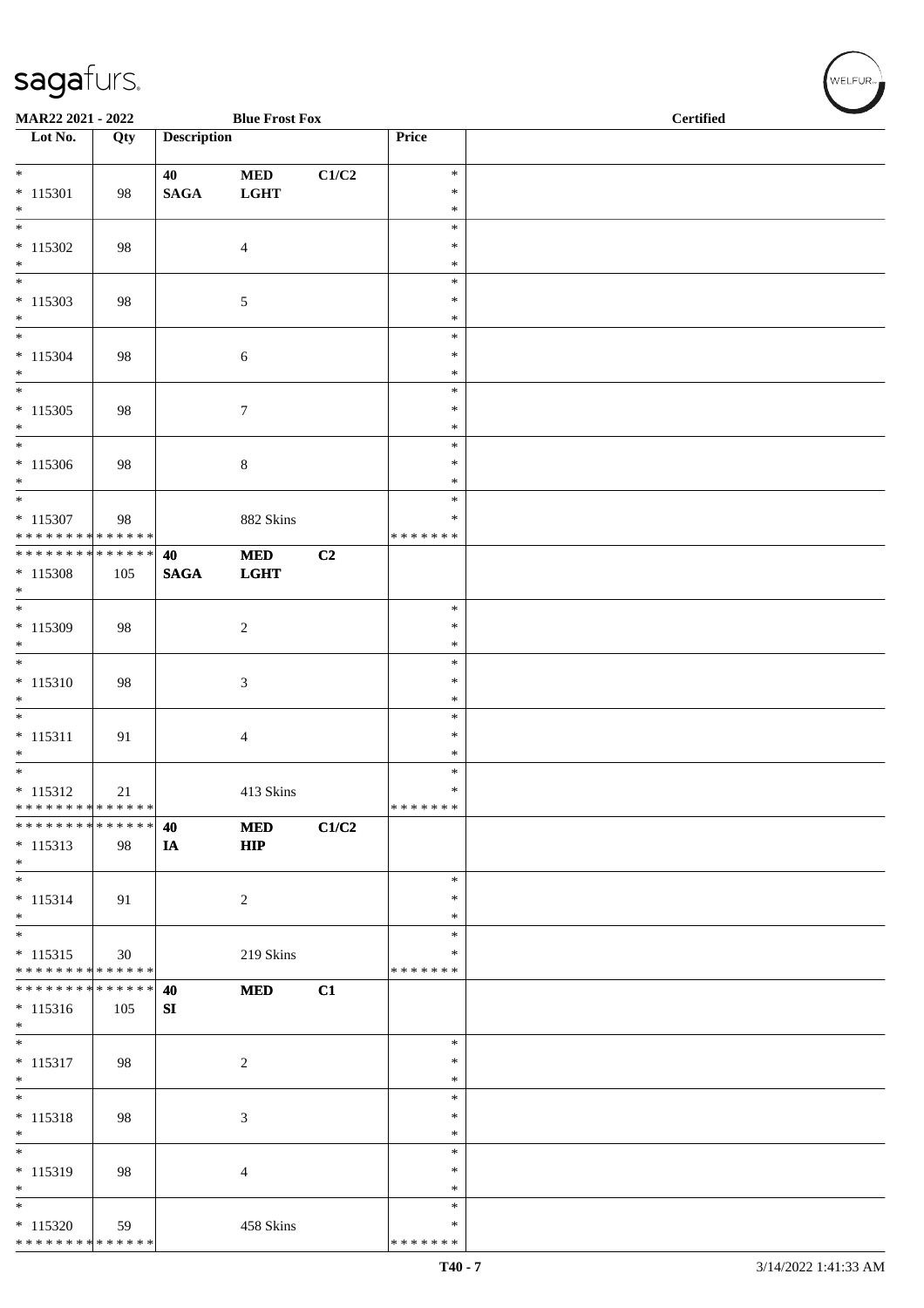| Lot No. | Qty | Description | | | Price | |
|---|---|---|---|---|---|---|
| * 115301 * | 98 | 40 SAGA | MED LGHT | C1/C2 | * * * | |
| * 115302 * | 98 | | 4 | | * * * | |
| * 115303 * | 98 | | 5 | | * * * | |
| * 115304 * | 98 | | 6 | | * * * | |
| * 115305 * | 98 | | 7 | | * * * | |
| * 115306 * | 98 | | 8 | | * * * | |
| * 115307 * * * * * * * * * * * * * * | 98 | | 882 Skins | | * * * * * * * * * | |
| * * * * * * * * * * * * * * 115308 * | 105 | 40 SAGA | MED LGHT | C2 | | |
| * 115309 * | 98 | | 2 | | * * * | |
| * 115310 * | 98 | | 3 | | * * * | |
| * 115311 * | 91 | | 4 | | * * * | |
| * 115312 * * * * * * * * * * * * * * | 21 | | 413 Skins | | * * * * * * * * * | |
| * * * * * * * * * * * * * * 115313 * | 98 | 40 IA | MED HIP | C1/C2 | | |
| * 115314 * | 91 | | 2 | | * * * | |
| * 115315 * * * * * * * * * * * * * * | 30 | | 219 Skins | | * * * * * * * * * | |
| * * * * * * * * * * * * * * 115316 * | 105 | 40 SI | MED | C1 | | |
| * 115317 * | 98 | | 2 | | * * * | |
| * 115318 * | 98 | | 3 | | * * * | |
| * 115319 * | 98 | | 4 | | * * * | |
| * 115320 * * * * * * * * * * * * * * | 59 | | 458 Skins | | * * * * * * * * * | |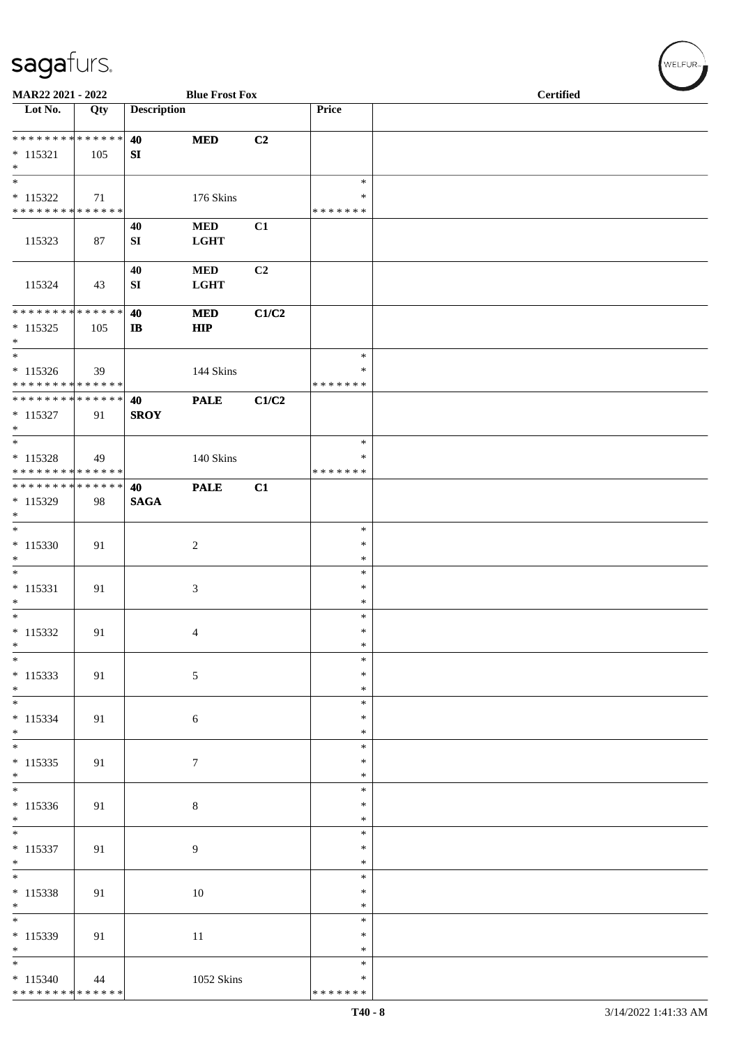# sagafurs.

**MAR22 2021 - 2022** **Blue Frost Fox** **Certified**

| Lot No. | Qty | Description | | | Price | |
|---|---|---|---|---|---|---|
| * * * * * * * * * * * * * * | | **40** | **MED** | **C2** | | |
| * 115321 | 105 | **SI** | | | | |
| * | | | | | | |
| * | | | | | * | |
| * 115322 | 71 | | 176 Skins | | * | |
| * * * * * * * * * * * * * * | | | | | * * * * * * * | |
| | | **40** | **MED** | **C1** | | |
| 115323 | 87 | **SI** | **LGHT** | | | |
| | | **40** | **MED** | **C2** | | |
| 115324 | 43 | **SI** | **LGHT** | | | |
| * * * * * * * * * * * * * * | | **40** | **MED** | **C1/C2** | | |
| * 115325 | 105 | **IB** | **HIP** | | | |
| * | | | | | | |
| * | | | | | * | |
| * 115326 | 39 | | 144 Skins | | * | |
| * * * * * * * * * * * * * * | | | | | * * * * * * * | |
| * * * * * * * * * * * * * * | | **40** | **PALE** | **C1/C2** | | |
| * 115327 | 91 | **SROY** | | | | |
| * | | | | | | |
| * | | | | | * | |
| * 115328 | 49 | | 140 Skins | | * | |
| * * * * * * * * * * * * * * | | | | | * * * * * * * | |
| * * * * * * * * * * * * * * | | **40** | **PALE** | **C1** | | |
| * 115329 | 98 | **SAGA** | | | | |
| * | | | | | | |
| * 115330 | 91 | | 2 | | * | |
| * 115331 | 91 | | 3 | | * | |
| * 115332 | 91 | | 4 | | * | |
| * 115333 | 91 | | 5 | | * | |
| * 115334 | 91 | | 6 | | * | |
| * 115335 | 91 | | 7 | | * | |
| * 115336 | 91 | | 8 | | * | |
| * 115337 | 91 | | 9 | | * | |
| * 115338 | 91 | | 10 | | * | |
| * 115339 | 91 | | 11 | | * | |
| * | | | | | * | |
| * 115340 | 44 | | 1052 Skins | | * | |
| * * * * * * * * * * * * * * | | | | | * * * * * * * | |

T40 - 8 3/14/2022 1:41:33 AM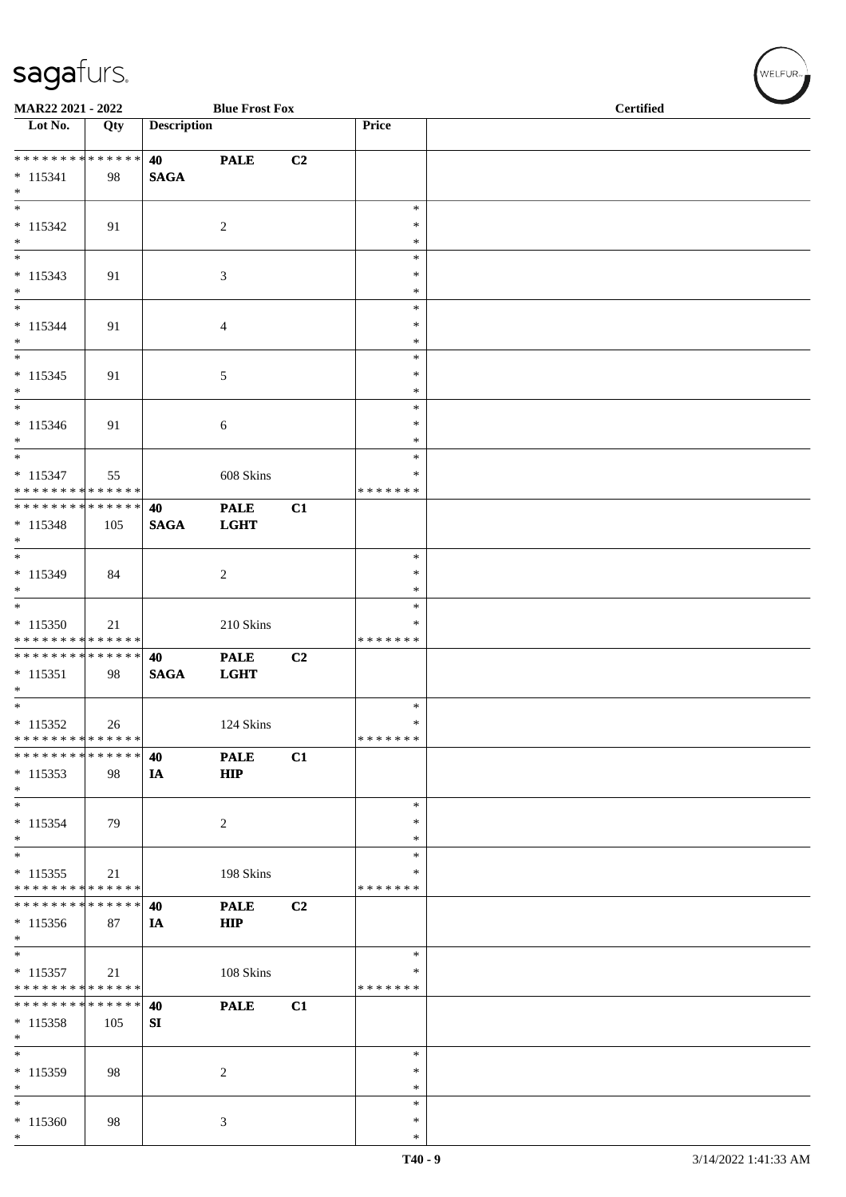| Lot No. | Qty | Description | | | Price | |
|---|---|---|---|---|---|---|
| * * * * * * * * * * * * * * | | 40 | PALE | C2 | | |
| * 115341 | 98 | SAGA | | | | |
| * | | | | | | |
| * 115342 | 91 | | 2 | | * * * | |
| * 115343 | 91 | | 3 | | * * * | |
| * 115344 | 91 | | 4 | | * * * | |
| * 115345 | 91 | | 5 | | * * * | |
| * 115346 | 91 | | 6 | | * * * | |
| * 115347 | 55 | | 608 Skins | | * * * * * * * * * | |
| * * * * * * * * * * * * * * | | 40 | PALE | C1 | | |
| * 115348 | 105 | SAGA | LGHT | | | |
| * 115349 | 84 | | 2 | | * * * | |
| * 115350 | 21 | | 210 Skins | | * * * * * * * * * | |
| * * * * * * * * * * * * * * | | 40 | PALE | C2 | | |
| * 115351 | 98 | SAGA | LGHT | | | |
| * 115352 | 26 | | 124 Skins | | * * * * * * * * | |
| * * * * * * * * * * * * * * | | 40 | PALE | C1 | | |
| * 115353 | 98 | IA | HIP | | | |
| * 115354 | 79 | | 2 | | * * * | |
| * 115355 | 21 | | 198 Skins | | * * * * * * * * * | |
| * * * * * * * * * * * * * * | | 40 | PALE | C2 | | |
| * 115356 | 87 | IA | HIP | | | |
| * 115357 | 21 | | 108 Skins | | * * * * * * * * | |
| * * * * * * * * * * * * * * | | 40 | PALE | C1 | | |
| * 115358 | 105 | SI | | | | |
| * 115359 | 98 | | 2 | | * * * | |
| * 115360 | 98 | | 3 | | * * * | |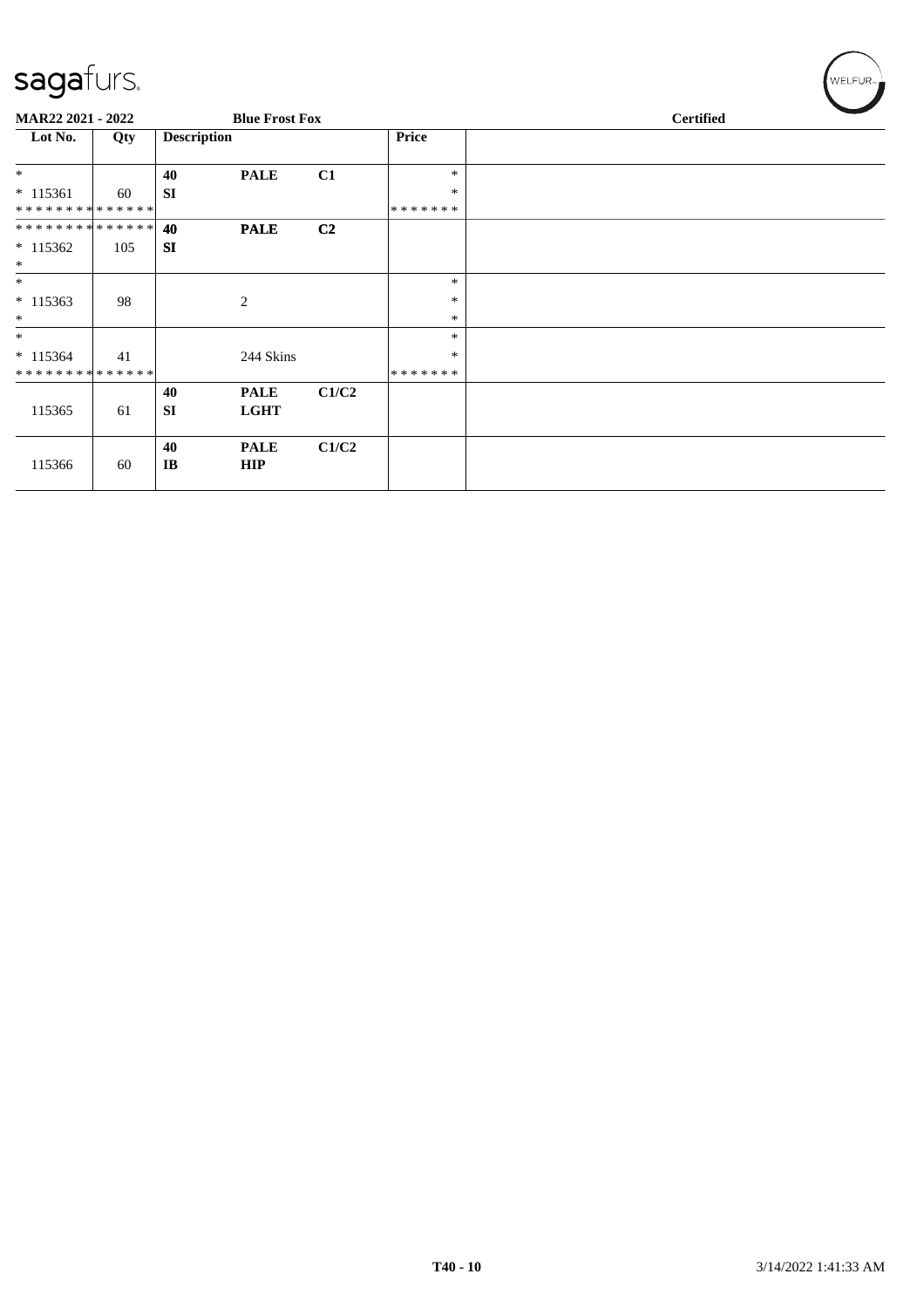MAR22 2021 - 2022 | Blue Frost Fox | Certified

| Lot No. | Qty | Description | | | Price | |
|---|---|---|---|---|---|---|
| * | | 40 | **PALE** | **C1** | * | |
| * 115361 | 60 | **SI** | | | * | |
| * * * * * * * * * * * * * * | | | | | * * * * * * * | |
| * * * * * * * * * * * * * * | | **40** | **PALE** | **C2** | | |
| * 115362 | 105 | **SI** | | | | |
| * | | | | | | |
| * | | | | | * | |
| * 115363 | 98 | | 2 | | * | |
| * | | | | | * | |
| * | | | | | * | |
| * 115364 | 41 | | 244 Skins | | * | |
| * * * * * * * * * * * * * * | | | | | * * * * * * * | |
| 115365 | 61 | **40** **SI** | **PALE** **LGHT** | **C1/C2** | | |
| 115366 | 60 | **40** **IB** | **PALE** **HIP** | **C1/C2** | | |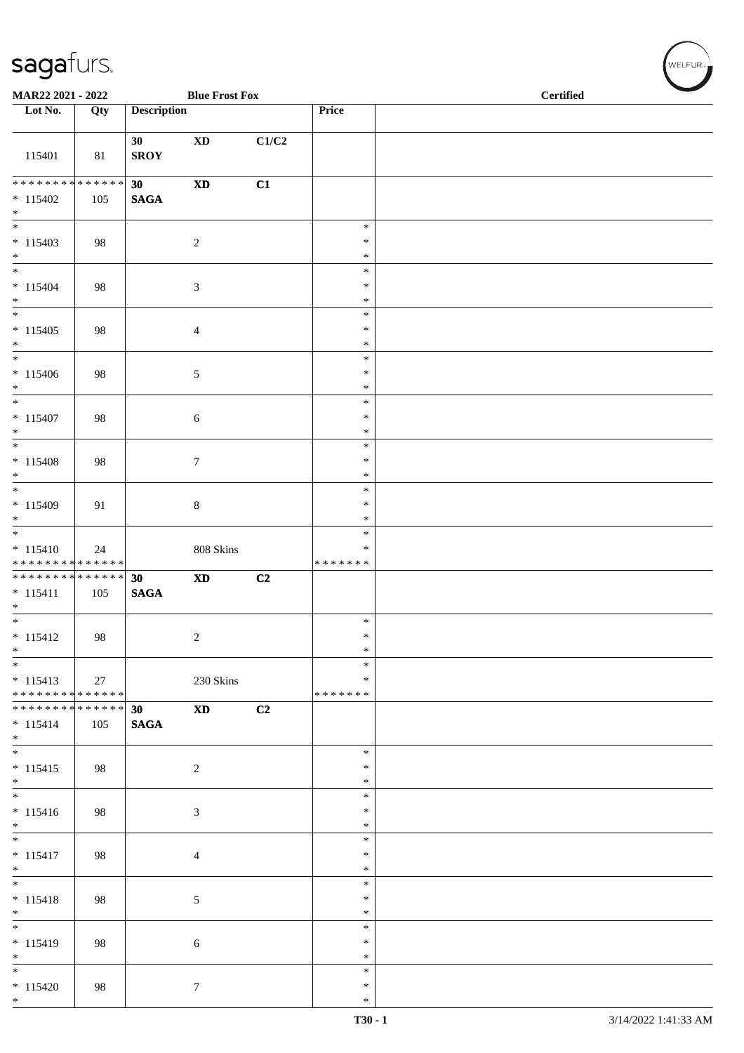MAR22 2021 - 2022 | Blue Frost Fox | Certified

| Lot No. | Qty | Description | | | Price | |
|---|---|---|---|---|---|---|
| 115401 | 81 | **30** **SROY** | **XD** | **C1/C2** | | |
| ************** * 115402 * | 105 | **30** **SAGA** | **XD** | **C1** | | |
| * * 115403 * | 98 | | 2 | | * * * | |
| * * 115404 * | 98 | | 3 | | * * * | |
| * * 115405 * | 98 | | 4 | | * * * | |
| * * 115406 * | 98 | | 5 | | * * * | |
| * * 115407 * | 98 | | 6 | | * * * | |
| * * 115408 * | 98 | | 7 | | * * * | |
| * * 115409 * | 91 | | 8 | | * * * | |
| * * 115410 ************** | 24 | | 808 Skins | | * * ******* | |
| ************** * 115411 * | 105 | **30** **SAGA** | **XD** | **C2** | | |
| * * 115412 * | 98 | | 2 | | * * * | |
| * * 115413 ************** | 27 | | 230 Skins | | * * ******* | |
| ************** * 115414 * | 105 | **30** **SAGA** | **XD** | **C2** | | |
| * * 115415 * | 98 | | 2 | | * * * | |
| * * 115416 * | 98 | | 3 | | * * * | |
| * * 115417 * | 98 | | 4 | | * * * | |
| * * 115418 * | 98 | | 5 | | * * * | |
| * * 115419 * | 98 | | 6 | | * * * | |
| * * 115420 * | 98 | | 7 | | * * * | |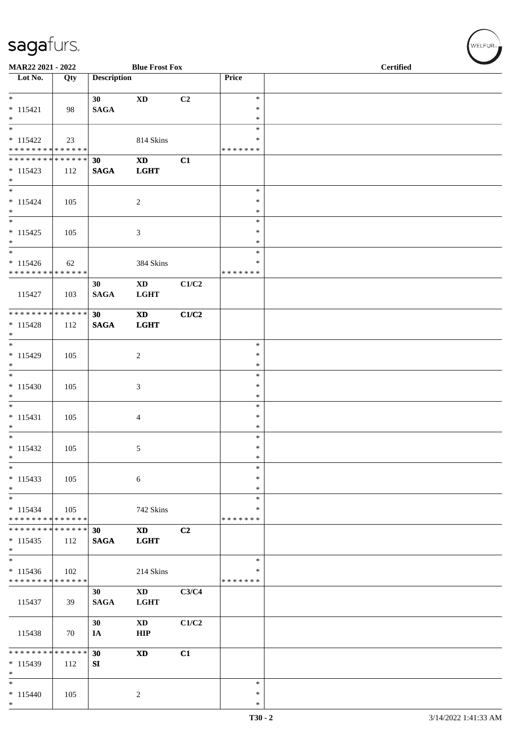MAR22 2021 - 2022 | Blue Frost Fox | Certified

| Lot No. | Qty | Description | | | Price | |
|---|---|---|---|---|---|---|
| * | | 30 | XD | C2 | * | |
| * 115421 | 98 | SAGA | | | * | |
| * | | | | | * | |
| * | | | | | * | |
| * 115422 | 23 | | 814 Skins | | * | |
| * * * * * * * * * * * * * * | | | | | * * * * * * * | |
| * * * * * * * * * * * * * * | | 30 | XD | C1 | | |
| * 115423 | 112 | SAGA | LGHT | | | |
| * | | | | | | |
| * | | | | | * | |
| * 115424 | 105 | | 2 | | * | |
| * | | | | | * | |
| * | | | | | * | |
| * 115425 | 105 | | 3 | | * | |
| * | | | | | * | |
| * | | | | | * | |
| * 115426 | 62 | | 384 Skins | | * | |
| * * * * * * * * * * * * * * | | | | | * * * * * * * | |
| | | 30 | XD | C1/C2 | | |
| 115427 | 103 | SAGA | LGHT | | | |
| * * * * * * * * * * * * * * | | 30 | XD | C1/C2 | | |
| * 115428 | 112 | SAGA | LGHT | | | |
| * | | | | | | |
| * | | | | | * | |
| * 115429 | 105 | | 2 | | * | |
| * | | | | | * | |
| * | | | | | * | |
| * 115430 | 105 | | 3 | | * | |
| * | | | | | * | |
| * | | | | | * | |
| * 115431 | 105 | | 4 | | * | |
| * | | | | | * | |
| * | | | | | * | |
| * 115432 | 105 | | 5 | | * | |
| * | | | | | * | |
| * | | | | | * | |
| * 115433 | 105 | | 6 | | * | |
| * | | | | | * | |
| * | | | | | * | |
| * 115434 | 105 | | 742 Skins | | * | |
| * * * * * * * * * * * * * * | | | | | * * * * * * * | |
| * * * * * * * * * * * * * * | | 30 | XD | C2 | | |
| * 115435 | 112 | SAGA | LGHT | | | |
| * | | | | | | |
| * | | | | | * | |
| * 115436 | 102 | | 214 Skins | | * | |
| * * * * * * * * * * * * * * | | | | | * * * * * * * | |
| | | 30 | XD | C3/C4 | | |
| 115437 | 39 | SAGA | LGHT | | | |
| | | 30 | XD | C1/C2 | | |
| 115438 | 70 | IA | HIP | | | |
| * * * * * * * * * * * * * * | | 30 | XD | C1 | | |
| * 115439 | 112 | SI | | | | |
| * | | | | | | |
| * | | | | | * | |
| * 115440 | 105 | | 2 | | * | |
| * | | | | | * | |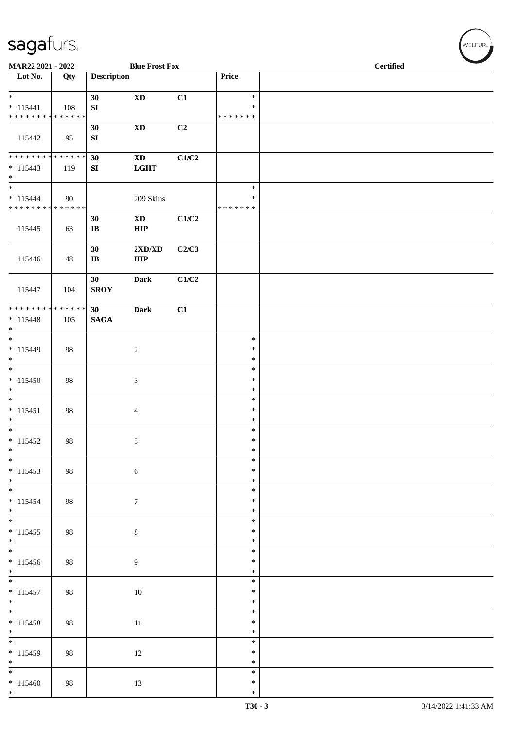**MAR22 2021 - 2022** | **Blue Frost Fox** | **Certified**

| Lot No. | Qty | Description | | | Price | |
|---|---|---|---|---|---|---|
| * | | 30 | XD | C1 | * | |
| * 115441 | 108 | SI | | | * | |
| * * * * * * * * * * * * * * | | | | | * * * * * * * | |
| 115442 | 95 | 30<br>SI | XD | C2 | | |
| * * * * * * * * * * * * * * | | 30 | XD | C1/C2 | | |
| * 115443 | 119 | SI | LGHT | | | |
| * | | | | | | |
| * | | | | | * | |
| * 115444 | 90 | | 209 Skins | | * | |
| * * * * * * * * * * * * * * | | | | | * * * * * * * | |
| 115445 | 63 | 30<br>IB | XD<br>HIP | C1/C2 | | |
| 115446 | 48 | 30<br>IB | 2XD/XD<br>HIP | C2/C3 | | |
| 115447 | 104 | 30<br>SROY | Dark | C1/C2 | | |
| * * * * * * * * * * * * * * | | 30 | Dark | C1 | | |
| * 115448 | 105 | SAGA | | | | |
| * | | | | | | |
| * 115449 | 98 | | 2 | | * * * | |
| * 115450 | 98 | | 3 | | * * * | |
| * 115451 | 98 | | 4 | | * * * | |
| * 115452 | 98 | | 5 | | * * * | |
| * 115453 | 98 | | 6 | | * * * | |
| * 115454 | 98 | | 7 | | * * * | |
| * 115455 | 98 | | 8 | | * * * | |
| * 115456 | 98 | | 9 | | * * * | |
| * 115457 | 98 | | 10 | | * * * | |
| * 115458 | 98 | | 11 | | * * * | |
| * 115459 | 98 | | 12 | | * * * | |
| * 115460 | 98 | | 13 | | * * * | |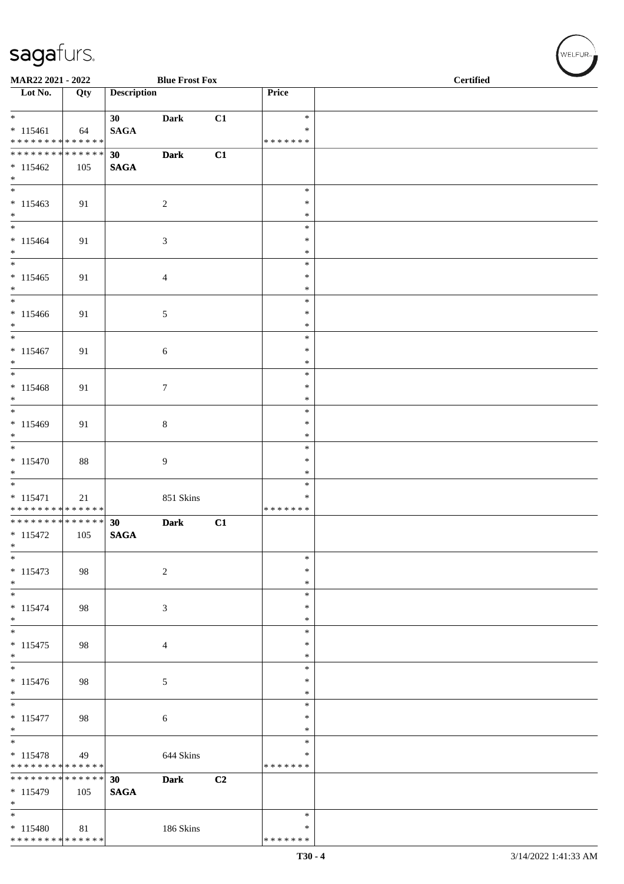MAR22 2021 - 2022 | Blue Frost Fox | Certified

| Lot No. | Qty | Description | | | Price | |
|---|---|---|---|---|---|---|
| * | | 30 | Dark | C1 | * | |
| * 115461 | 64 | SAGA | | | * | |
| * * * * * * * * * * * * * * | | | | | * * * * * * * | |
| * * * * * * * * * * * * * * | | 30 | Dark | C1 | | |
| * 115462 | 105 | SAGA | | | | |
| * | | | | | | |
| * | | | | | * | |
| * 115463 | 91 | | 2 | | * | |
| * | | | | | * | |
| * | | | | | * | |
| * 115464 | 91 | | 3 | | * | |
| * | | | | | * | |
| * | | | | | * | |
| * 115465 | 91 | | 4 | | * | |
| * | | | | | * | |
| * | | | | | * | |
| * 115466 | 91 | | 5 | | * | |
| * | | | | | * | |
| * | | | | | * | |
| * 115467 | 91 | | 6 | | * | |
| * | | | | | * | |
| * | | | | | * | |
| * 115468 | 91 | | 7 | | * | |
| * | | | | | * | |
| * | | | | | * | |
| * 115469 | 91 | | 8 | | * | |
| * | | | | | * | |
| * | | | | | * | |
| * 115470 | 88 | | 9 | | * | |
| * | | | | | * | |
| * | | | | | * | |
| * 115471 | 21 | | 851 Skins | | * | |
| * * * * * * * * * * * * * * | | | | | * * * * * * * | |
| * * * * * * * * * * * * * * | | 30 | Dark | C1 | | |
| * 115472 | 105 | SAGA | | | | |
| * | | | | | | |
| * | | | | | * | |
| * 115473 | 98 | | 2 | | * | |
| * | | | | | * | |
| * | | | | | * | |
| * 115474 | 98 | | 3 | | * | |
| * | | | | | * | |
| * | | | | | * | |
| * 115475 | 98 | | 4 | | * | |
| * | | | | | * | |
| * | | | | | * | |
| * 115476 | 98 | | 5 | | * | |
| * | | | | | * | |
| * | | | | | * | |
| * 115477 | 98 | | 6 | | * | |
| * | | | | | * | |
| * | | | | | * | |
| * 115478 | 49 | | 644 Skins | | * | |
| * * * * * * * * * * * * * * | | | | | * * * * * * * | |
| * * * * * * * * * * * * * * | | 30 | Dark | C2 | | |
| * 115479 | 105 | SAGA | | | | |
| * | | | | | | |
| * | | | | | * | |
| * 115480 | 81 | | 186 Skins | | * | |
| * * * * * * * * * * * * * * | | | | | * * * * * * * | |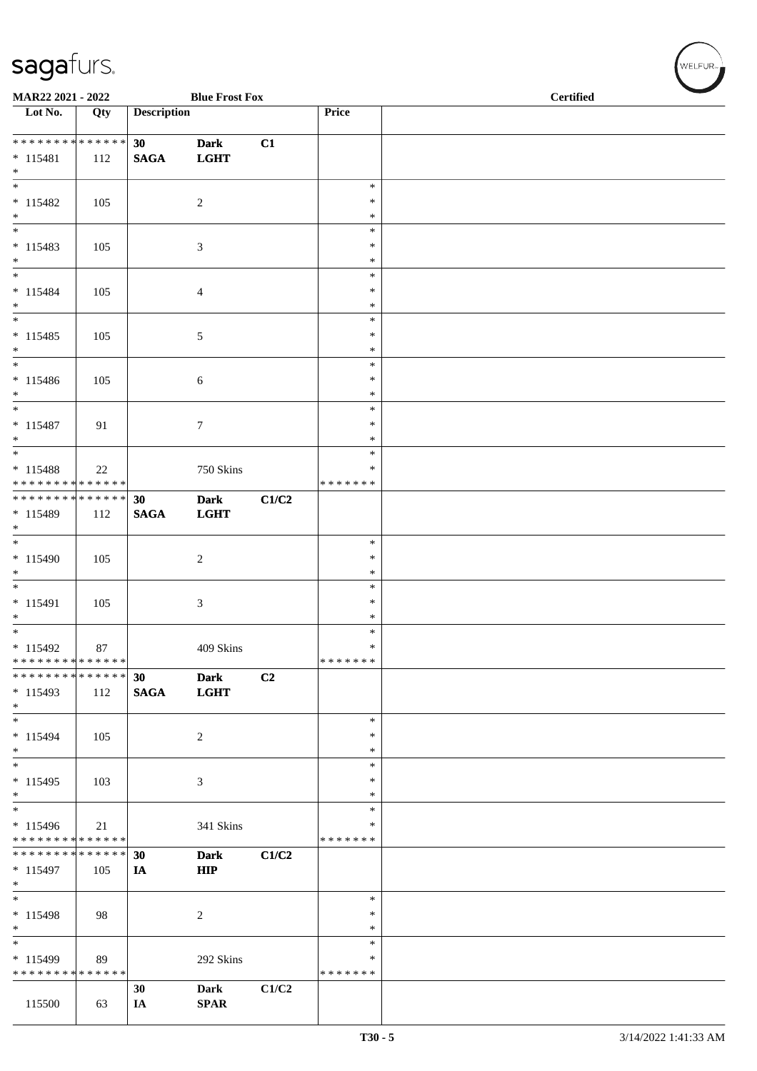MAR22 2021 - 2022 | Blue Frost Fox | Certified

| Lot No. | Qty | Description | | | Price | |
|---|---|---|---|---|---|---|
| * * * * * * * * * * * * * * | | 30 | Dark | C1 | | |
| * 115481 | 112 | SAGA | LGHT | | | |
| * | | | | | | |
| * | | | | | * | |
| * 115482 | 105 | | 2 | | * | |
| * | | | | | * | |
| * | | | | | * | |
| * 115483 | 105 | | 3 | | * | |
| * | | | | | * | |
| * | | | | | * | |
| * 115484 | 105 | | 4 | | * | |
| * | | | | | * | |
| * | | | | | * | |
| * 115485 | 105 | | 5 | | * | |
| * | | | | | * | |
| * | | | | | * | |
| * 115486 | 105 | | 6 | | * | |
| * | | | | | * | |
| * | | | | | * | |
| * 115487 | 91 | | 7 | | * | |
| * | | | | | * | |
| * | | | | | * | |
| * 115488 | 22 | | 750 Skins | | * | |
| * * * * * * * * * * * * * * | | | | | * * * * * * * | |
| * * * * * * * * * * * * * * | | 30 | Dark | C1/C2 | | |
| * 115489 | 112 | SAGA | LGHT | | | |
| * | | | | | | |
| * | | | | | * | |
| * 115490 | 105 | | 2 | | * | |
| * | | | | | * | |
| * | | | | | * | |
| * 115491 | 105 | | 3 | | * | |
| * | | | | | * | |
| * | | | | | * | |
| * 115492 | 87 | | 409 Skins | | * | |
| * * * * * * * * * * * * * * | | | | | * * * * * * * | |
| * * * * * * * * * * * * * * | | 30 | Dark | C2 | | |
| * 115493 | 112 | SAGA | LGHT | | | |
| * | | | | | | |
| * | | | | | * | |
| * 115494 | 105 | | 2 | | * | |
| * | | | | | * | |
| * | | | | | * | |
| * 115495 | 103 | | 3 | | * | |
| * | | | | | * | |
| * | | | | | * | |
| * 115496 | 21 | | 341 Skins | | * | |
| * * * * * * * * * * * * * * | | | | | * * * * * * * | |
| * * * * * * * * * * * * * * | | 30 | Dark | C1/C2 | | |
| * 115497 | 105 | IA | HIP | | | |
| * | | | | | | |
| * | | | | | * | |
| * 115498 | 98 | | 2 | | * | |
| * | | | | | * | |
| * | | | | | * | |
| * 115499 | 89 | | 292 Skins | | * | |
| * * * * * * * * * * * * * * | | | | | * * * * * * * | |
| | | 30 | Dark | C1/C2 | | |
| 115500 | 63 | IA | SPAR | | | |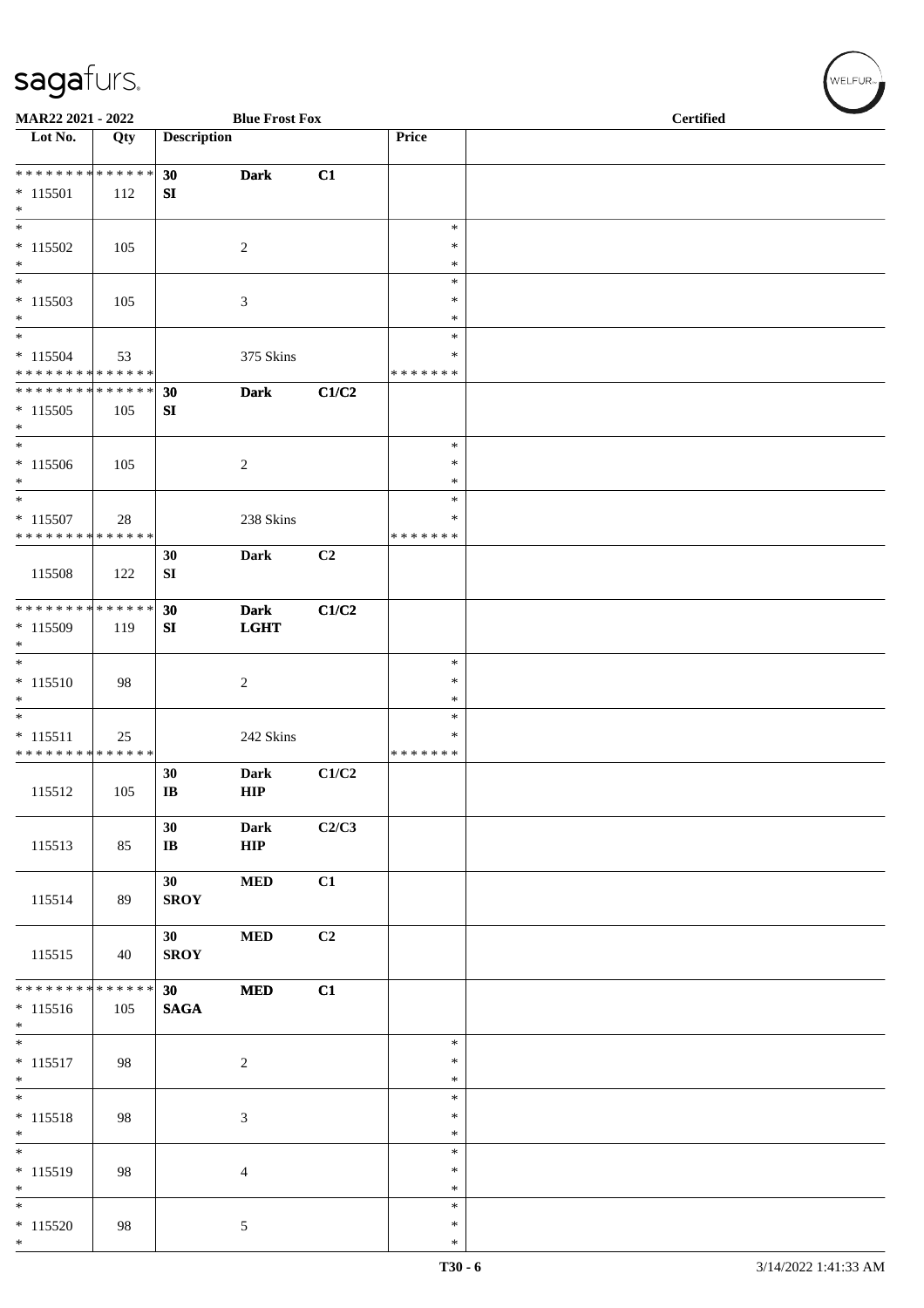| Lot No. | Qty | Description | | | Price | |
|---|---|---|---|---|---|---|
| * * * * * * * * * * * * * * | | 30 | Dark | C1 | | |
| * 115501 | 112 | SI | | | | |
| * | | | | | | |
| * 115502 | 105 | | 2 | | * * * | |
| * 115503 | 105 | | 3 | | * * * | |
| * 115504 | 53 | | 375 Skins | | * * | |
| * * * * * * * * * * * * * * | | | | | * * * * * * * | |
| * * * * * * * * * * * * * * | | 30 | Dark | C1/C2 | | |
| * 115505 | 105 | SI | | | | |
| * 115506 | 105 | | 2 | | * * * | |
| * 115507 | 28 | | 238 Skins | | * * | |
| * * * * * * * * * * * * * * | | | | | * * * * * * * | |
| 115508 | 122 | 30 SI | Dark | C2 | | |
| * * * * * * * * * * * * * * | | 30 | Dark | C1/C2 | | |
| * 115509 | 119 | SI | LGHT | | | |
| * 115510 | 98 | | 2 | | * * * | |
| * 115511 | 25 | | 242 Skins | | * * | |
| * * * * * * * * * * * * * * | | | | | * * * * * * * | |
| 115512 | 105 | 30 IB | Dark HIP | C1/C2 | | |
| 115513 | 85 | 30 IB | Dark HIP | C2/C3 | | |
| 115514 | 89 | 30 SROY | MED | C1 | | |
| 115515 | 40 | 30 SROY | MED | C2 | | |
| * * * * * * * * * * * * * * | | 30 | MED | C1 | | |
| * 115516 | 105 | SAGA | | | | |
| * 115517 | 98 | | 2 | | * * * | |
| * 115518 | 98 | | 3 | | * * * | |
| * 115519 | 98 | | 4 | | * * * | |
| * 115520 | 98 | | 5 | | * * * | |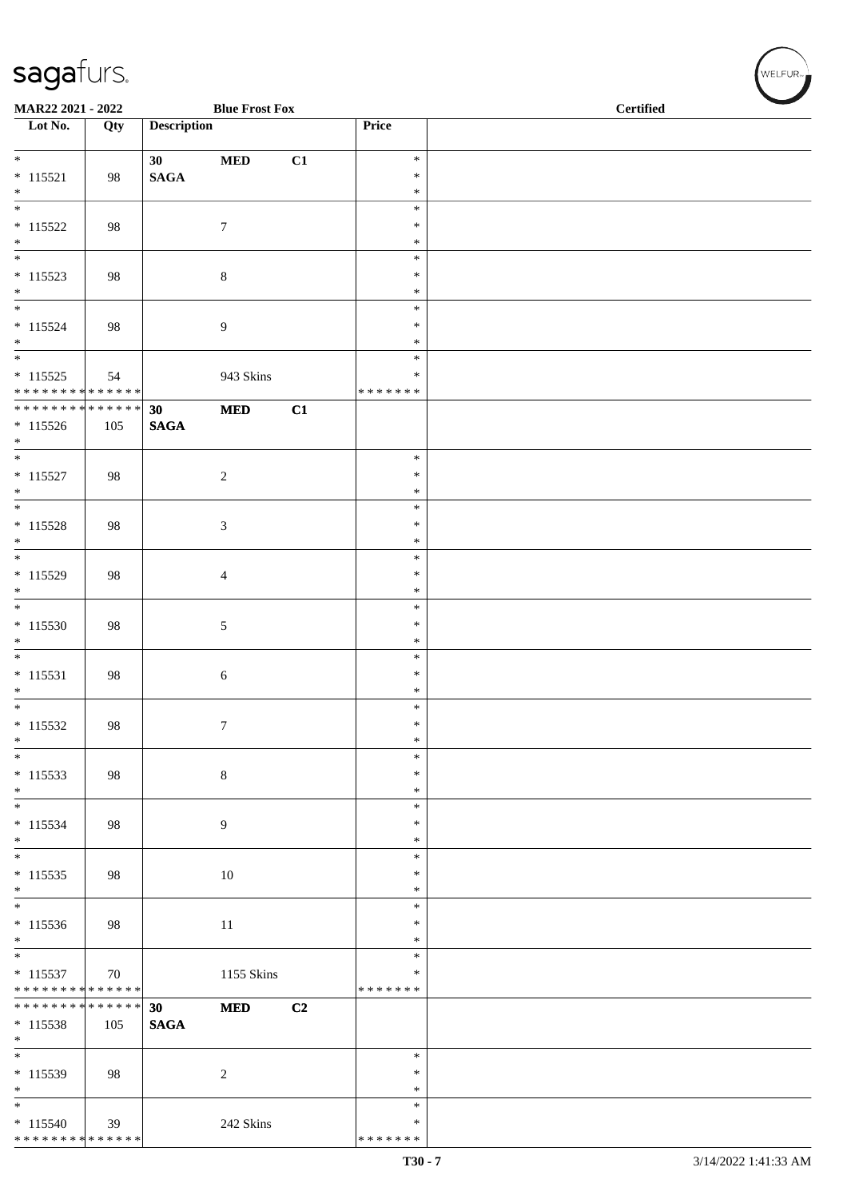MAR22 2021 - 2022 — Blue Frost Fox — Certified

| Lot No. | Qty | Description | | | Price | |
|---|---|---|---|---|---|---|
| * 115521 * | 98 | 30 SAGA | MED | C1 | * * * | |
| * 115522 * | 98 | | 7 | | * * * | |
| * 115523 * | 98 | | 8 | | * * * | |
| * 115524 * | 98 | | 9 | | * * * | |
| * 115525 * * * * * * * * * * * * * | 54 | | 943 Skins | | * * * * * * * * | |
| * * * * * * * * * * * * * * 115526 * | 105 | 30 SAGA | MED | C1 | | |
| * 115527 * | 98 | | 2 | | * * * | |
| * 115528 * | 98 | | 3 | | * * * | |
| * 115529 * | 98 | | 4 | | * * * | |
| * 115530 * | 98 | | 5 | | * * * | |
| * 115531 * | 98 | | 6 | | * * * | |
| * 115532 * | 98 | | 7 | | * * * | |
| * 115533 * | 98 | | 8 | | * * * | |
| * 115534 * | 98 | | 9 | | * * * | |
| * 115535 * | 98 | | 10 | | * * * | |
| * 115536 * | 98 | | 11 | | * * * | |
| * 115537 * * * * * * * * * * * * * | 70 | | 1155 Skins | | * * * * * * * * | |
| * * * * * * * * * * * * * * 115538 * | 105 | 30 SAGA | MED | C2 | | |
| * 115539 * | 98 | | 2 | | * * * | |
| * 115540 * * * * * * * * * * * * * | 39 | | 242 Skins | | * * * * * * * * | |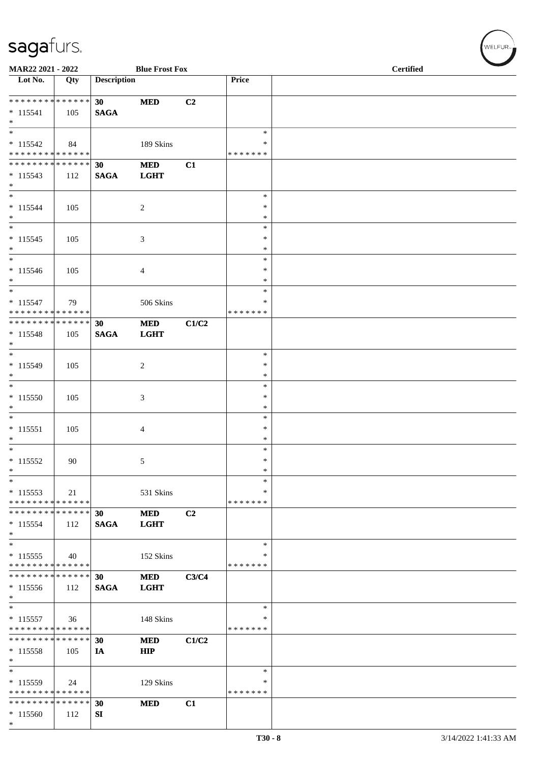MAR22 2021 - 2022 | Blue Frost Fox | Certified

| Lot No. | Qty | Description | | | Price | |
|---|---|---|---|---|---|---|
| * * * * * * * * * * * * * * | | 30 | MED | C2 | | |
| * 115541 | 105 | SAGA | | | | |
| * | | | | | | |
| * | | | | | * | |
| * 115542 | 84 | | 189 Skins | | * | |
| * * * * * * * * * * * * * * | | | | | * * * * * * * | |
| * * * * * * * * * * * * * * | | 30 | MED | C1 | | |
| * 115543 | 112 | SAGA | LGHT | | | |
| * | | | | | | |
| * | | | | | * | |
| * 115544 | 105 | | 2 | | * | |
| * | | | | | * | |
| * | | | | | * | |
| * 115545 | 105 | | 3 | | * | |
| * | | | | | * | |
| * | | | | | * | |
| * 115546 | 105 | | 4 | | * | |
| * | | | | | * | |
| * | | | | | * | |
| * 115547 | 79 | | 506 Skins | | * | |
| * * * * * * * * * * * * * * | | | | | * * * * * * * | |
| * * * * * * * * * * * * * * | | 30 | MED | C1/C2 | | |
| * 115548 | 105 | SAGA | LGHT | | | |
| * | | | | | | |
| * | | | | | * | |
| * 115549 | 105 | | 2 | | * | |
| * | | | | | * | |
| * | | | | | * | |
| * 115550 | 105 | | 3 | | * | |
| * | | | | | * | |
| * | | | | | * | |
| * 115551 | 105 | | 4 | | * | |
| * | | | | | * | |
| * | | | | | * | |
| * 115552 | 90 | | 5 | | * | |
| * | | | | | * | |
| * | | | | | * | |
| * 115553 | 21 | | 531 Skins | | * | |
| * * * * * * * * * * * * * * | | | | | * * * * * * * | |
| * * * * * * * * * * * * * * | | 30 | MED | C2 | | |
| * 115554 | 112 | SAGA | LGHT | | | |
| * | | | | | | |
| * | | | | | * | |
| * 115555 | 40 | | 152 Skins | | * | |
| * * * * * * * * * * * * * * | | | | | * * * * * * * | |
| * * * * * * * * * * * * * * | | 30 | MED | C3/C4 | | |
| * 115556 | 112 | SAGA | LGHT | | | |
| * | | | | | | |
| * | | | | | * | |
| * 115557 | 36 | | 148 Skins | | * | |
| * * * * * * * * * * * * * * | | | | | * * * * * * * | |
| * * * * * * * * * * * * * * | | 30 | MED | C1/C2 | | |
| * 115558 | 105 | IA | HIP | | | |
| * | | | | | | |
| * | | | | | * | |
| * 115559 | 24 | | 129 Skins | | * | |
| * * * * * * * * * * * * * * | | | | | * * * * * * * | |
| * * * * * * * * * * * * * * | | 30 | MED | C1 | | |
| * 115560 | 112 | SI | | | | |
| * | | | | | | |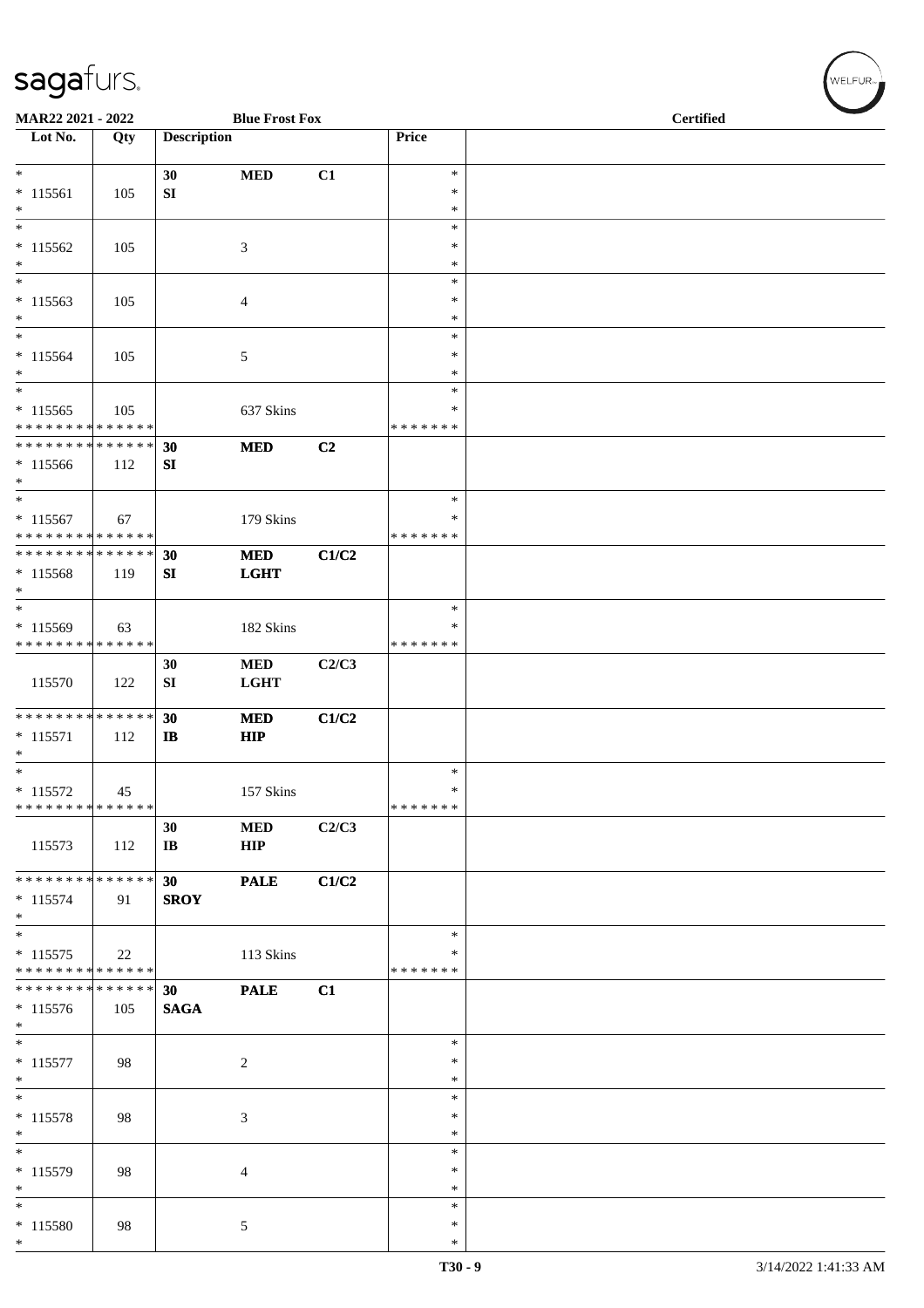**MAR22 2021 - 2022** | **Blue Frost Fox** | **Certified**

| Lot No. | Qty | Description | | | Price | |
|---|---|---|---|---|---|---|
| * <br> * 115561 <br> * | 105 | 30 <br> SI | MED | C1 | * <br> * <br> * | |
| * <br> * 115562 <br> * | 105 | | 3 | | * <br> * <br> * | |
| * <br> * 115563 <br> * | 105 | | 4 | | * <br> * <br> * | |
| * <br> * 115564 <br> * | 105 | | 5 | | * <br> * <br> * | |
| * <br> * 115565 <br> * * * * * * * * * * * * * * | 105 | | 637 Skins | | * <br> * <br> * * * * * * * | |
| * * * * * * * * * * * * * * <br> * 115566 <br> * | 112 | 30 <br> SI | MED | C2 | | |
| * <br> * 115567 <br> * * * * * * * * * * * * * * | 67 | | 179 Skins | | * <br> * <br> * * * * * * * | |
| * * * * * * * * * * * * * * <br> * 115568 <br> * | 119 | 30 <br> SI | MED <br> LGHT | C1/C2 | | |
| * <br> * 115569 <br> * * * * * * * * * * * * * * | 63 | | 182 Skins | | * <br> * <br> * * * * * * * | |
| 115570 | 122 | 30 <br> SI | MED <br> LGHT | C2/C3 | | |
| * * * * * * * * * * * * * * <br> * 115571 <br> * | 112 | 30 <br> IB | MED <br> HIP | C1/C2 | | |
| * <br> * 115572 <br> * * * * * * * * * * * * * * | 45 | | 157 Skins | | * <br> * <br> * * * * * * * | |
| 115573 | 112 | 30 <br> IB | MED <br> HIP | C2/C3 | | |
| * * * * * * * * * * * * * * <br> * 115574 <br> * | 91 | 30 <br> SROY | PALE | C1/C2 | | |
| * <br> * 115575 <br> * * * * * * * * * * * * * * | 22 | | 113 Skins | | * <br> * <br> * * * * * * * | |
| * * * * * * * * * * * * * * <br> * 115576 <br> * | 105 | 30 <br> SAGA | PALE | C1 | | |
| * <br> * 115577 <br> * | 98 | | 2 | | * <br> * <br> * | |
| * <br> * 115578 <br> * | 98 | | 3 | | * <br> * <br> * | |
| * <br> * 115579 <br> * | 98 | | 4 | | * <br> * <br> * | |
| * <br> * 115580 <br> * | 98 | | 5 | | * <br> * <br> * | |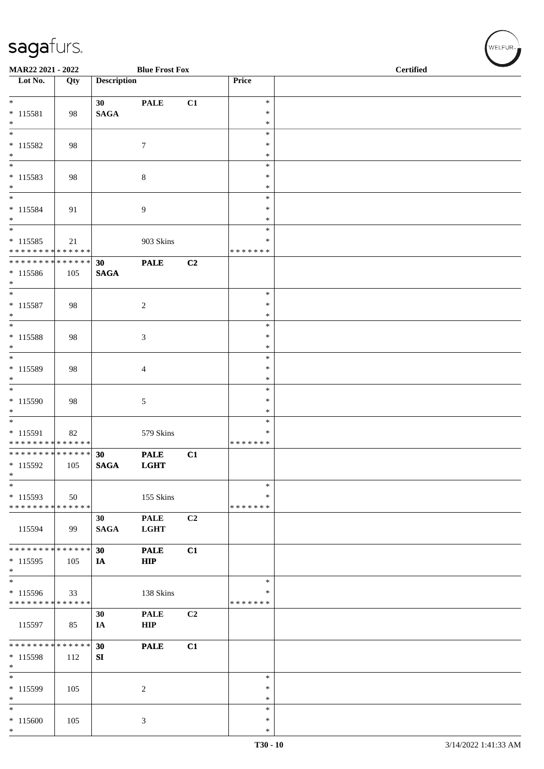MAR22 2021 - 2022 | Blue Frost Fox | Certified

| Lot No. | Qty | Description | | | Price | |
|---|---|---|---|---|---|---|
| * * 115581 * | 98 | 30 SAGA | PALE | C1 | * * * | |
| * * 115582 * | 98 | | 7 | | * * * | |
| * * 115583 * | 98 | | 8 | | * * * | |
| * * 115584 * | 91 | | 9 | | * * * | |
| * * 115585 * * * * * * * * * * * * * * | 21 | | 903 Skins | | * * * * * * * * * | |
| * * * * * * * * * * * * * * * 115586 * | 105 | 30 SAGA | PALE | C2 | | |
| * * 115587 * | 98 | | 2 | | * * * | |
| * * 115588 * | 98 | | 3 | | * * * | |
| * * 115589 * | 98 | | 4 | | * * * | |
| * * 115590 * | 98 | | 5 | | * * * | |
| * * 115591 * * * * * * * * * * * * * * | 82 | | 579 Skins | | * * * * * * * * * | |
| * * * * * * * * * * * * * * * 115592 * | 105 | 30 SAGA | PALE LGHT | C1 | | |
| * * 115593 * * * * * * * * * * * * * * | 50 | | 155 Skins | | * * * * * * * * * | |
| 115594 | 99 | 30 SAGA | PALE LGHT | C2 | | |
| * * * * * * * * * * * * * * * 115595 * | 105 | 30 IA | PALE HIP | C1 | | |
| * * 115596 * * * * * * * * * * * * * * | 33 | | 138 Skins | | * * * * * * * * * | |
| 115597 | 85 | 30 IA | PALE HIP | C2 | | |
| * * * * * * * * * * * * * * * 115598 * | 112 | 30 SI | PALE | C1 | | |
| * * 115599 * | 105 | | 2 | | * * * | |
| * * 115600 * | 105 | | 3 | | * * * | |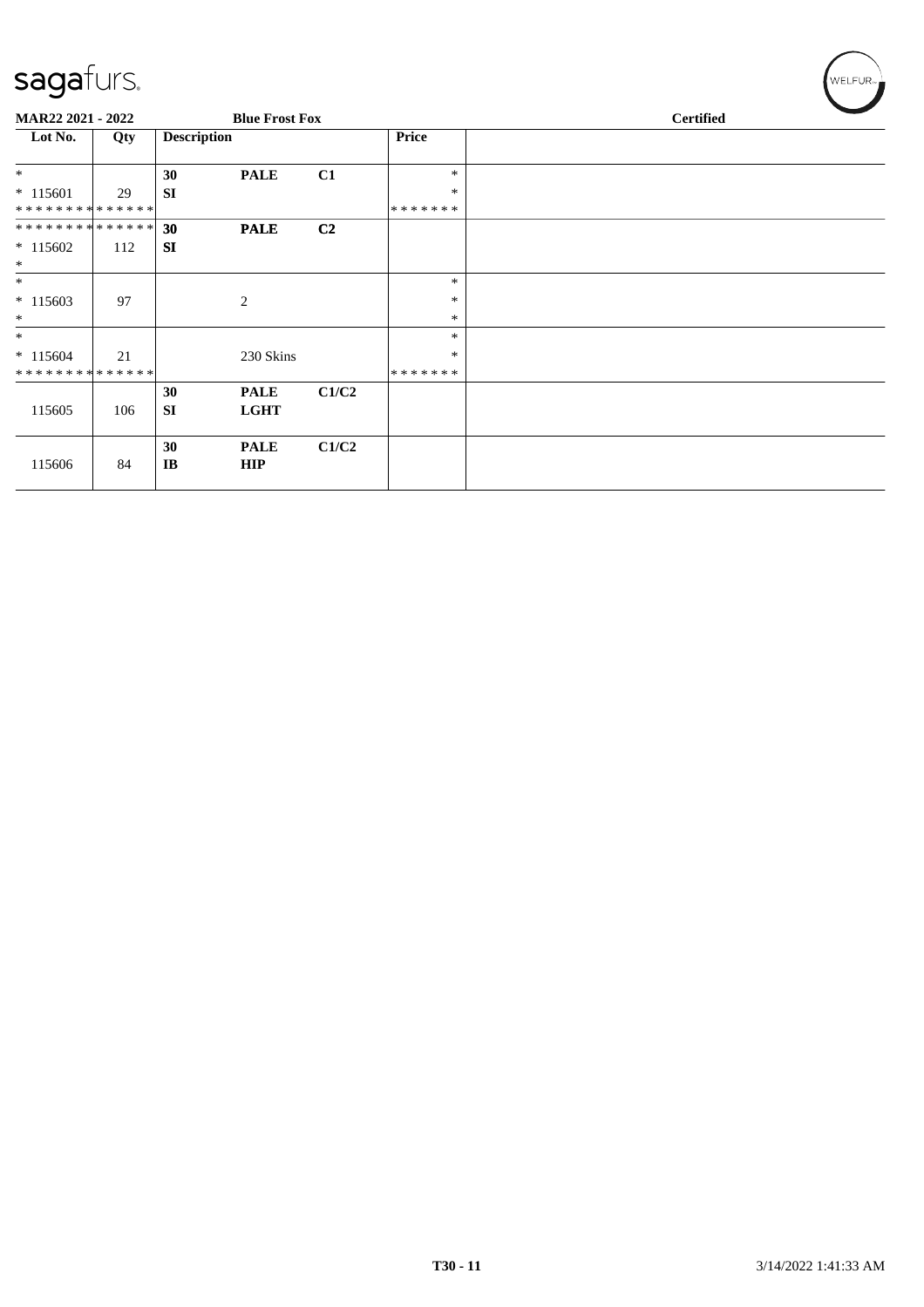sagafurs.

MAR22 2021 - 2022 | Blue Frost Fox | Certified

| Lot No. | Qty | Description | | | Price | |
|---|---|---|---|---|---|---|
| * | | 30 | PALE | C1 | * | |
| * 115601 | 29 | SI | | | * | |
| ************** | | | | | ******* | |
| ************** | | 30 | PALE | C2 | | |
| * 115602 | 112 | SI | | | | |
| * | | | | | | |
| * | | | | | * | |
| * 115603 | 97 | | 2 | | * | |
| * | | | | | * | |
| * | | | | | * | |
| * 115604 | 21 | | 230 Skins | | * | |
| ************** | | | | | ******* | |
| 115605 | 106 | 30 SI | PALE LGHT | C1/C2 | | |
| 115606 | 84 | 30 IB | PALE HIP | C1/C2 | | |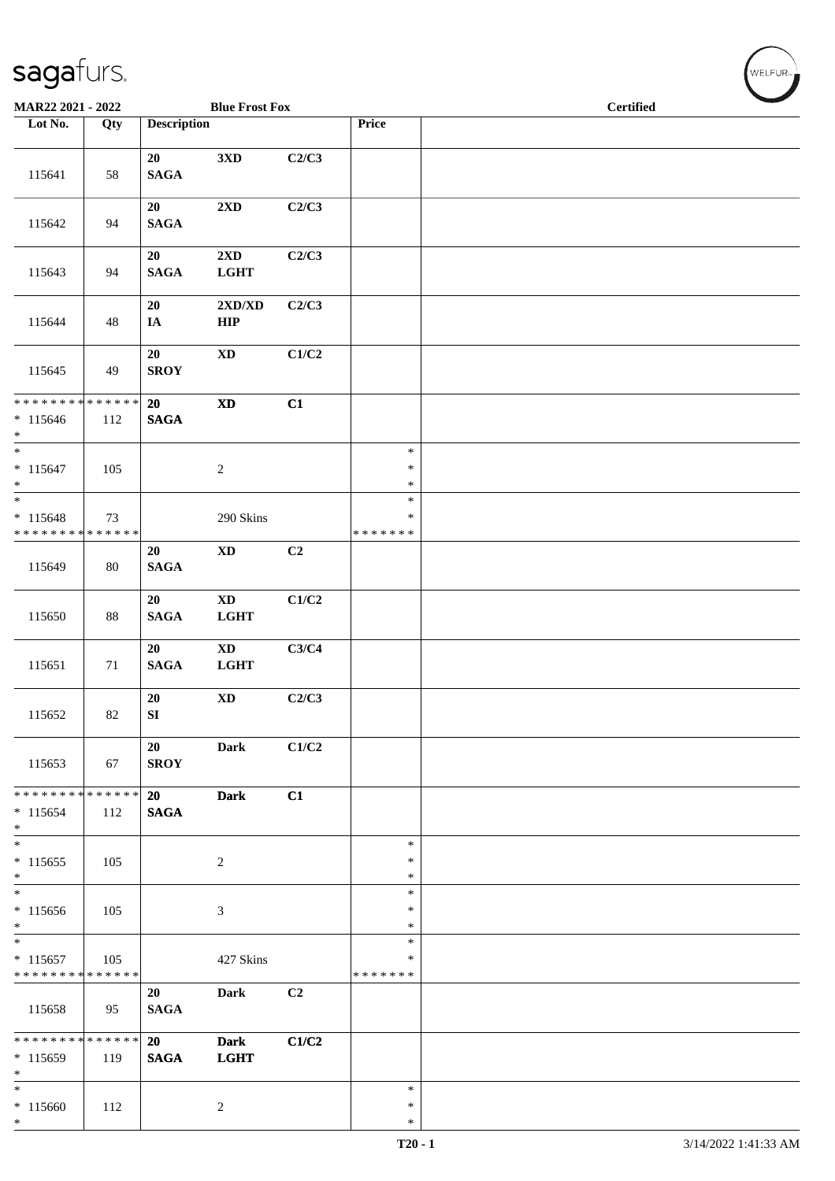MAR22 2021 - 2022 — Blue Frost Fox — Certified

| Lot No. | Qty | Description | | | Price | |
|---|---|---|---|---|---|---|
| 115641 | 58 | 20 SAGA | 3XD | C2/C3 | | |
| 115642 | 94 | 20 SAGA | 2XD | C2/C3 | | |
| 115643 | 94 | 20 SAGA | 2XD LGHT | C2/C3 | | |
| 115644 | 48 | 20 IA | 2XD/XD HIP | C2/C3 | | |
| 115645 | 49 | 20 SROY | XD | C1/C2 | | |
| * * * * * * * * * * * * * * * 115646 * | 112 | 20 SAGA | XD | C1 | | |
| * * 115647 * | 105 | | 2 | | * * * | |
| * * 115648 * * * * * * * * * * * * * * | 73 | | 290 Skins | | * * * * * * * * | |
| 115649 | 80 | 20 SAGA | XD | C2 | | |
| 115650 | 88 | 20 SAGA | XD LGHT | C1/C2 | | |
| 115651 | 71 | 20 SAGA | XD LGHT | C3/C4 | | |
| 115652 | 82 | 20 SI | XD | C2/C3 | | |
| 115653 | 67 | 20 SROY | Dark | C1/C2 | | |
| * * * * * * * * * * * * * * * 115654 * | 112 | 20 SAGA | Dark | C1 | | |
| * * 115655 * | 105 | | 2 | | * * * | |
| * * 115656 * | 105 | | 3 | | * * * | |
| * * 115657 * * * * * * * * * * * * * * | 105 | | 427 Skins | | * * * * * * * * | |
| 115658 | 95 | 20 SAGA | Dark | C2 | | |
| * * * * * * * * * * * * * * * 115659 * | 119 | 20 SAGA | Dark LGHT | C1/C2 | | |
| * * 115660 * | 112 | | 2 | | * * * | |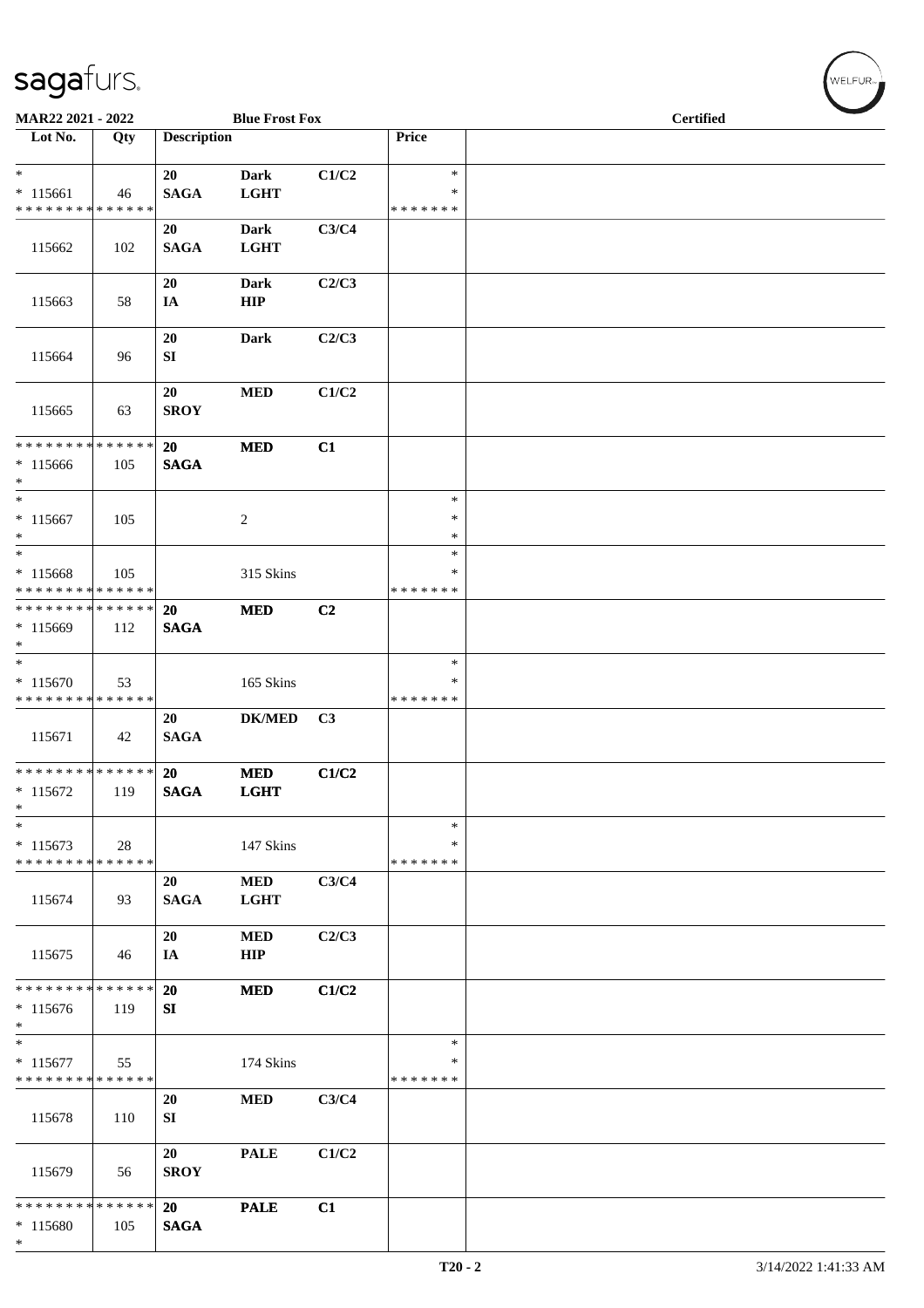MAR22 2021 - 2022 | Blue Frost Fox | Certified

| Lot No. | Qty | Description | | | Price | |
|---|---|---|---|---|---|---|
| * | | 20 | Dark | C1/C2 | * | |
| * 115661 | 46 | SAGA | LGHT | | * | |
| * * * * * * * * * * * * * * | | | | | * * * * * * * | |
| 115662 | 102 | 20 SAGA | Dark LGHT | C3/C4 | | |
| 115663 | 58 | 20 IA | Dark HIP | C2/C3 | | |
| 115664 | 96 | 20 SI | Dark | C2/C3 | | |
| 115665 | 63 | 20 SROY | MED | C1/C2 | | |
| * * * * * * * * * * * * * * | | 20 | MED | C1 | | |
| * 115666 | 105 | SAGA | | | | |
| * | | | | | | |
| * | | | | | * | |
| * 115667 | 105 | | 2 | | * | |
| * | | | | | * | |
| * | | | | | * | |
| * 115668 | 105 | | 315 Skins | | * | |
| * * * * * * * * * * * * * * | | | | | * * * * * * * | |
| * * * * * * * * * * * * * * | | 20 | MED | C2 | | |
| * 115669 | 112 | SAGA | | | | |
| * | | | | | | |
| * | | | | | * | |
| * 115670 | 53 | | 165 Skins | | * | |
| * * * * * * * * * * * * * * | | | | | * * * * * * * | |
| 115671 | 42 | 20 SAGA | DK/MED | C3 | | |
| * * * * * * * * * * * * * * | | 20 | MED | C1/C2 | | |
| * 115672 | 119 | SAGA | LGHT | | | |
| * | | | | | | |
| * | | | | | * | |
| * 115673 | 28 | | 147 Skins | | * | |
| * * * * * * * * * * * * * * | | | | | * * * * * * * | |
| 115674 | 93 | 20 SAGA | MED LGHT | C3/C4 | | |
| 115675 | 46 | 20 IA | MED HIP | C2/C3 | | |
| * * * * * * * * * * * * * * | | 20 | MED | C1/C2 | | |
| * 115676 | 119 | SI | | | | |
| * | | | | | | |
| * | | | | | * | |
| * 115677 | 55 | | 174 Skins | | * | |
| * * * * * * * * * * * * * * | | | | | * * * * * * * | |
| 115678 | 110 | 20 SI | MED | C3/C4 | | |
| 115679 | 56 | 20 SROY | PALE | C1/C2 | | |
| * * * * * * * * * * * * * * | | 20 | PALE | C1 | | |
| * 115680 | 105 | SAGA | | | | |
| * | | | | | | |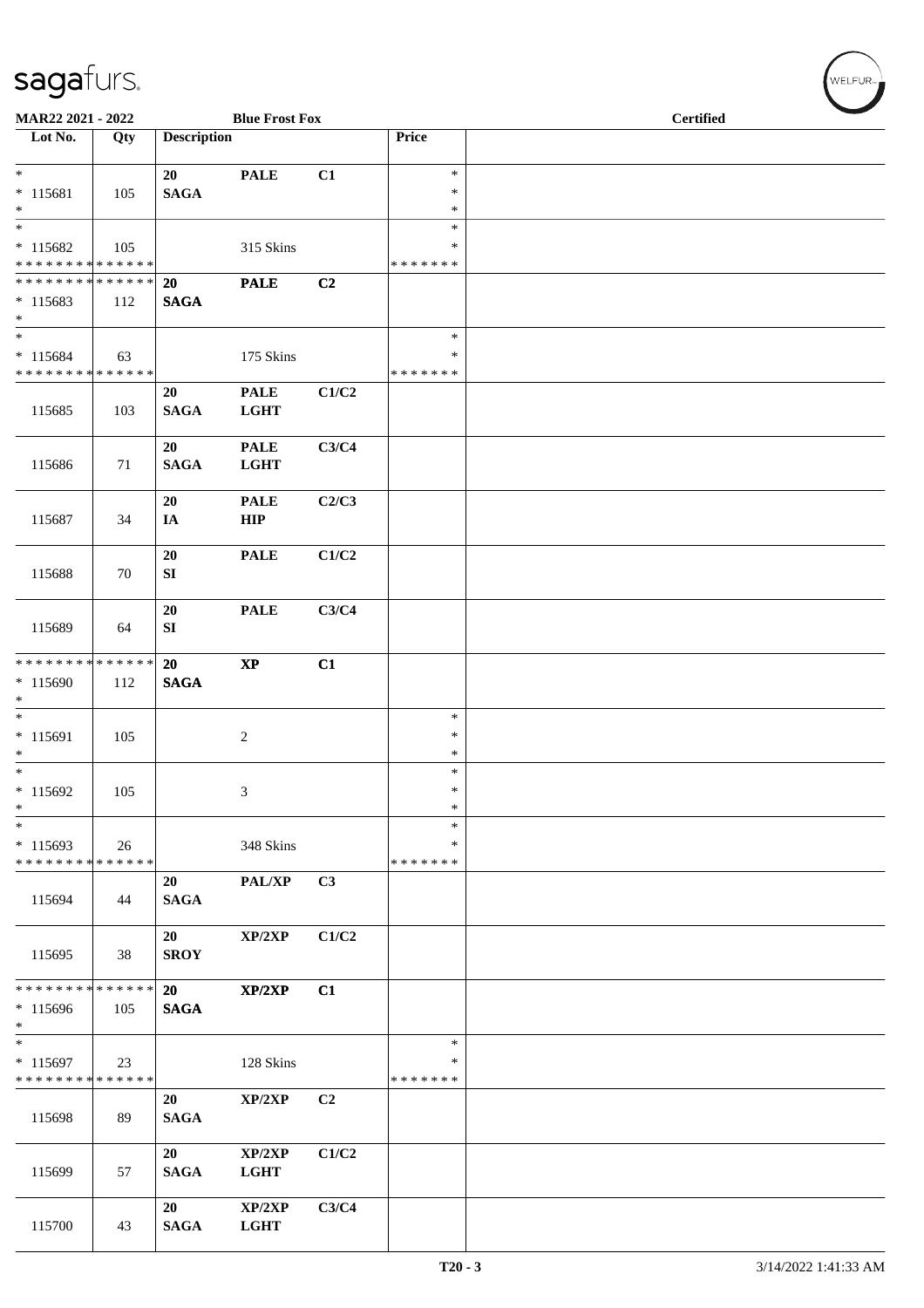MAR22 2021 - 2022 — Blue Frost Fox — Certified

| Lot No. | Qty | Description | | | Price | |
|---|---|---|---|---|---|---|
| * | | 20 | PALE | C1 | * | |
| * 115681 | 105 | SAGA | | | * | |
| * | | | | | * | |
| * | | | | | * | |
| * 115682 | 105 | | 315 Skins | | * | |
| * * * * * * * * * * * * * * | | | | | * * * * * * * | |
| * * * * * * * * * * * * * * | | 20 | PALE | C2 | | |
| * 115683 | 112 | SAGA | | | | |
| * | | | | | | |
| * | | | | | * | |
| * 115684 | 63 | | 175 Skins | | * | |
| * * * * * * * * * * * * * * | | | | | * * * * * * * | |
| 115685 | 103 | 20 SAGA | PALE LGHT | C1/C2 | | |
| 115686 | 71 | 20 SAGA | PALE LGHT | C3/C4 | | |
| 115687 | 34 | 20 IA | PALE HIP | C2/C3 | | |
| 115688 | 70 | 20 SI | PALE | C1/C2 | | |
| 115689 | 64 | 20 SI | PALE | C3/C4 | | |
| * * * * * * * * * * * * * * | | 20 | XP | C1 | | |
| * 115690 | 112 | SAGA | | | | |
| * | | | | | | |
| * | | | | | * | |
| * 115691 | 105 | | 2 | | * | |
| * | | | | | * | |
| * | | | | | * | |
| * 115692 | 105 | | 3 | | * | |
| * | | | | | * | |
| * | | | | | * | |
| * 115693 | 26 | | 348 Skins | | * | |
| * * * * * * * * * * * * * * | | | | | * * * * * * * | |
| 115694 | 44 | 20 SAGA | PAL/XP | C3 | | |
| 115695 | 38 | 20 SROY | XP/2XP | C1/C2 | | |
| * * * * * * * * * * * * * * | | 20 | XP/2XP | C1 | | |
| * 115696 | 105 | SAGA | | | | |
| * | | | | | | |
| * | | | | | * | |
| * 115697 | 23 | | 128 Skins | | * | |
| * * * * * * * * * * * * * * | | | | | * * * * * * * | |
| 115698 | 89 | 20 SAGA | XP/2XP | C2 | | |
| 115699 | 57 | 20 SAGA | XP/2XP LGHT | C1/C2 | | |
| 115700 | 43 | 20 SAGA | XP/2XP LGHT | C3/C4 | | |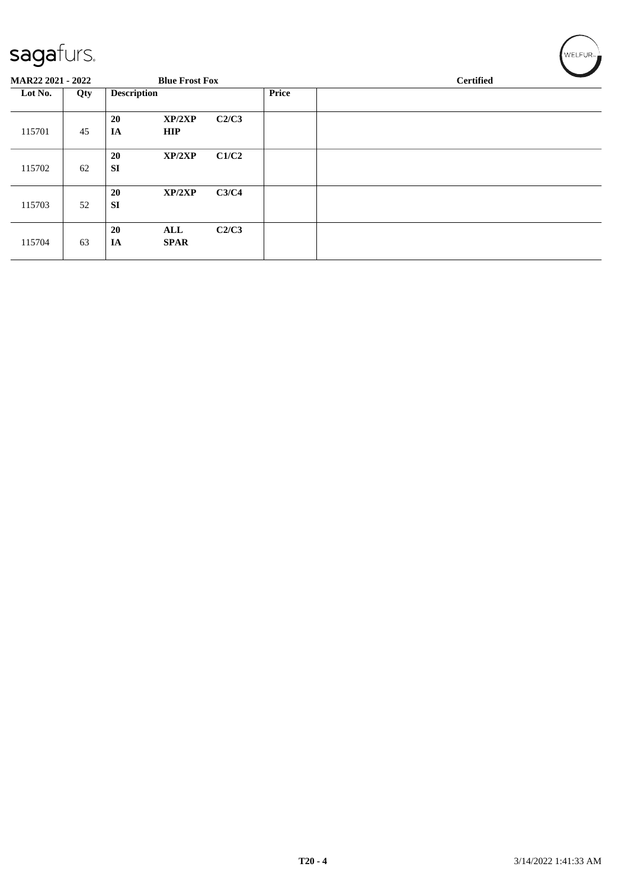**MAR22 2021 - 2022** | **Blue Frost Fox** | **Certified**

| Lot No. | Qty | Description | | | Price | |
|---|---|---|---|---|---|---|
| 115701 | 45 | **20** **IA** | **XP/2XP** **HIP** | **C2/C3** | | |
| 115702 | 62 | **20** **SI** | **XP/2XP** | **C1/C2** | | |
| 115703 | 52 | **20** **SI** | **XP/2XP** | **C3/C4** | | |
| 115704 | 63 | **20** **IA** | **ALL** **SPAR** | **C2/C3** | | |